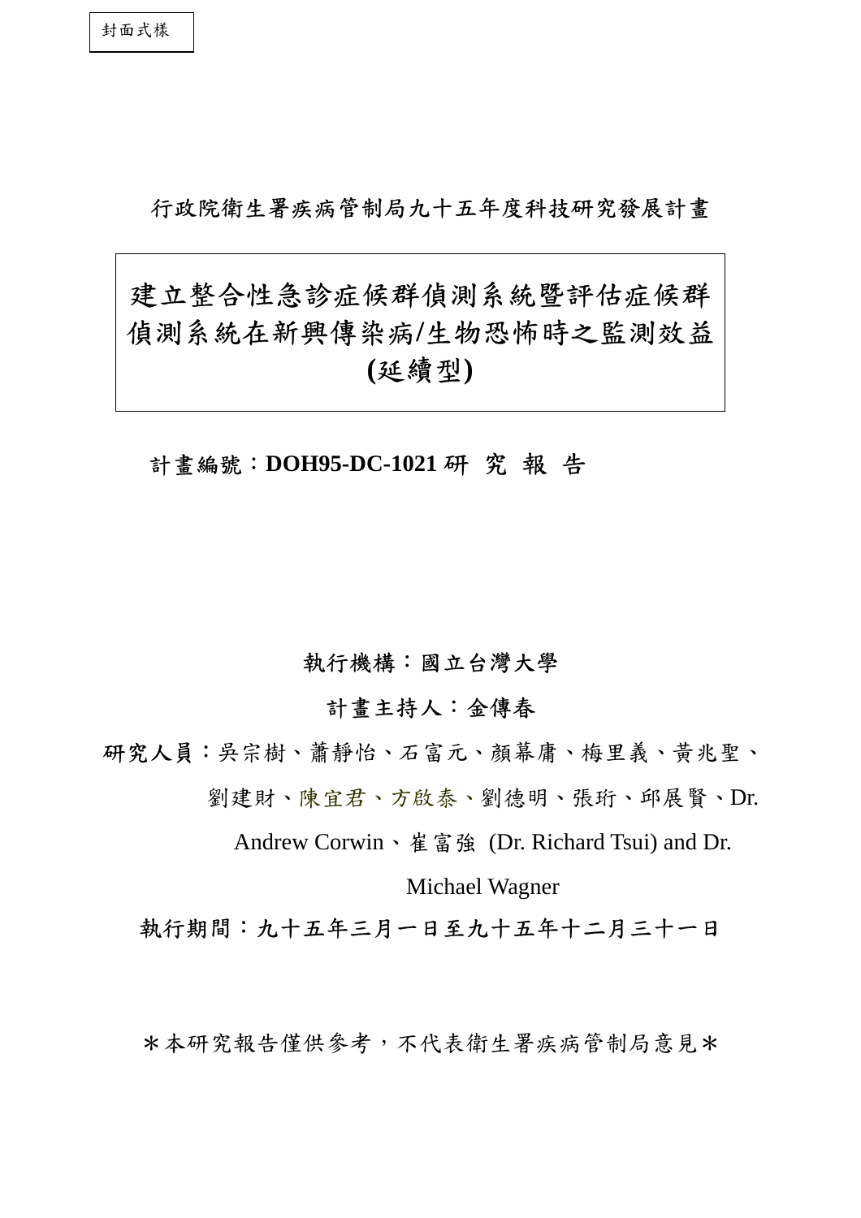封面式樣

行政院衛生署疾病管制局九十五年度科技研究發展計畫

# 建立整合性急診症候群偵測系統暨評估症候群偵測系統在新興傳染病/生物恐怖時之監測效益(延續型)

計畫編號：**DOH95-DC-1021** 研 究 報 告

**執行機構：國立台灣大學**

**計畫主持人：金傳春**

**研究人員**：吳宗樹、蕭靜怡、石富元、顏慕庸、梅里義、黃兆聖、劉建財、陳宜君、方啟泰、劉德明、張珩、邱展賢、Dr. Andrew Corwin、崔富強 (Dr. Richard Tsui) and Dr. Michael Wagner

**執行期間：九十五年三月一日至九十五年十二月三十一日**

＊本研究報告僅供參考，不代表衛生署疾病管制局意見＊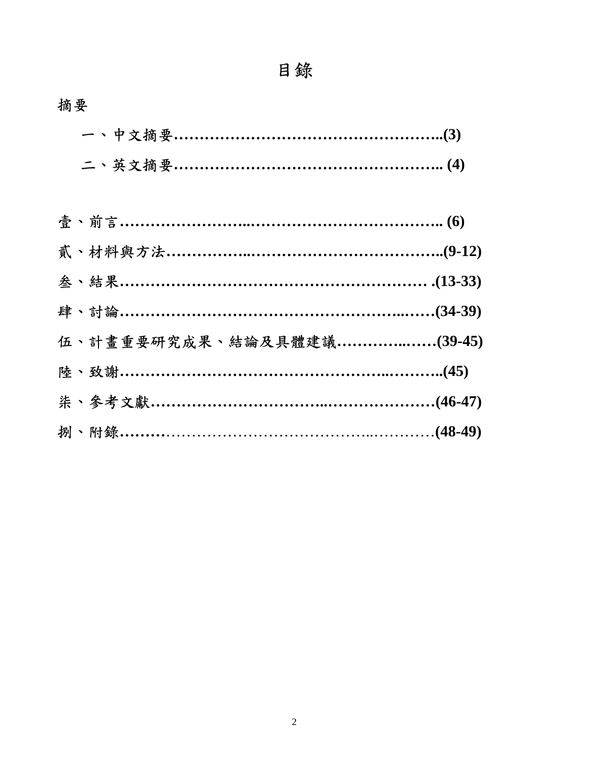# 目錄

摘要

　一、中文摘要……………………………………………..(3)

　二、英文摘要…………………………………………….. (4)

壹、前言……………………..……………………………….. (6)

貳、材料與方法……………..…………………………………..(9-12)

叁、結果……………………………………………………… .(13-33)

肆、討論…………………………………………...……(34-39)

伍、計畫重要研究成果、結論及具體建議………...……(39-45)

陸、致謝……………………………………...………..(45)

柒、參考文獻…………………………..…………………(46-47)

捌、附錄………………………………………..…………(48-49)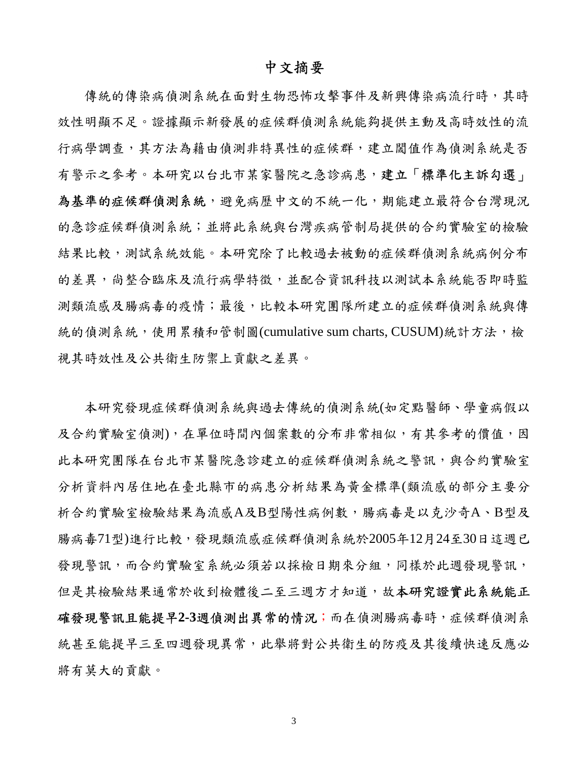# 中文摘要

傳統的傳染病偵測系統在面對生物恐怖攻擊事件及新興傳染病流行時，其時效性明顯不足。證據顯示新發展的症候群偵測系統能夠提供主動及高時效性的流行病學調查，其方法為藉由偵測非特異性的症候群，建立閥值作為偵測系統是否有警示之參考。本研究以台北市某家醫院之急診病患，**建立「標準化主訴勾選」為基準的症候群偵測系統**，避免病歷中文的不統一化，期能建立最符合台灣現況的急診症候群偵測系統；並將此系統與台灣疾病管制局提供的合約實驗室的檢驗結果比較，測試系統效能。本研究除了比較過去被動的症候群偵測系統病例分布的差異，尚整合臨床及流行病學特徵，並配合資訊科技以測試本系統能否即時監測類流感及腸病毒的疫情；最後，比較本研究團隊所建立的症候群偵測系統與傳統的偵測系統，使用累積和管制圖(cumulative sum charts, CUSUM)統計方法，檢視其時效性及公共衛生防禦上貢獻之差異。

本研究發現症候群偵測系統與過去傳統的偵測系統(如定點醫師、學童病假以及合約實驗室偵測)，在單位時間內個案數的分布非常相似，有其參考的價值，因此本研究團隊在台北市某醫院急診建立的症候群偵測系統之警訊，與合約實驗室分析資料內居住地在臺北縣市的病患分析結果為黃金標準(類流感的部分主要分析合約實驗室檢驗結果為流感A及B型陽性病例數，腸病毒是以克沙奇A、B型及腸病毒71型)進行比較，發現類流感症候群偵測系統於2005年12月24至30日這週已發現警訊，而合約實驗室系統必須若以採檢日期來分組，同樣於此週發現警訊，但是其檢驗結果通常於收到檢體後二至三週方才知道，故**本研究證實此系統能正確發現警訊且能提早2-3週偵測出異常的情況**；而在偵測腸病毒時，症候群偵測系統甚至能提早三至四週發現異常，此舉將對公共衛生的防疫及其後續快速反應必將有莫大的貢獻。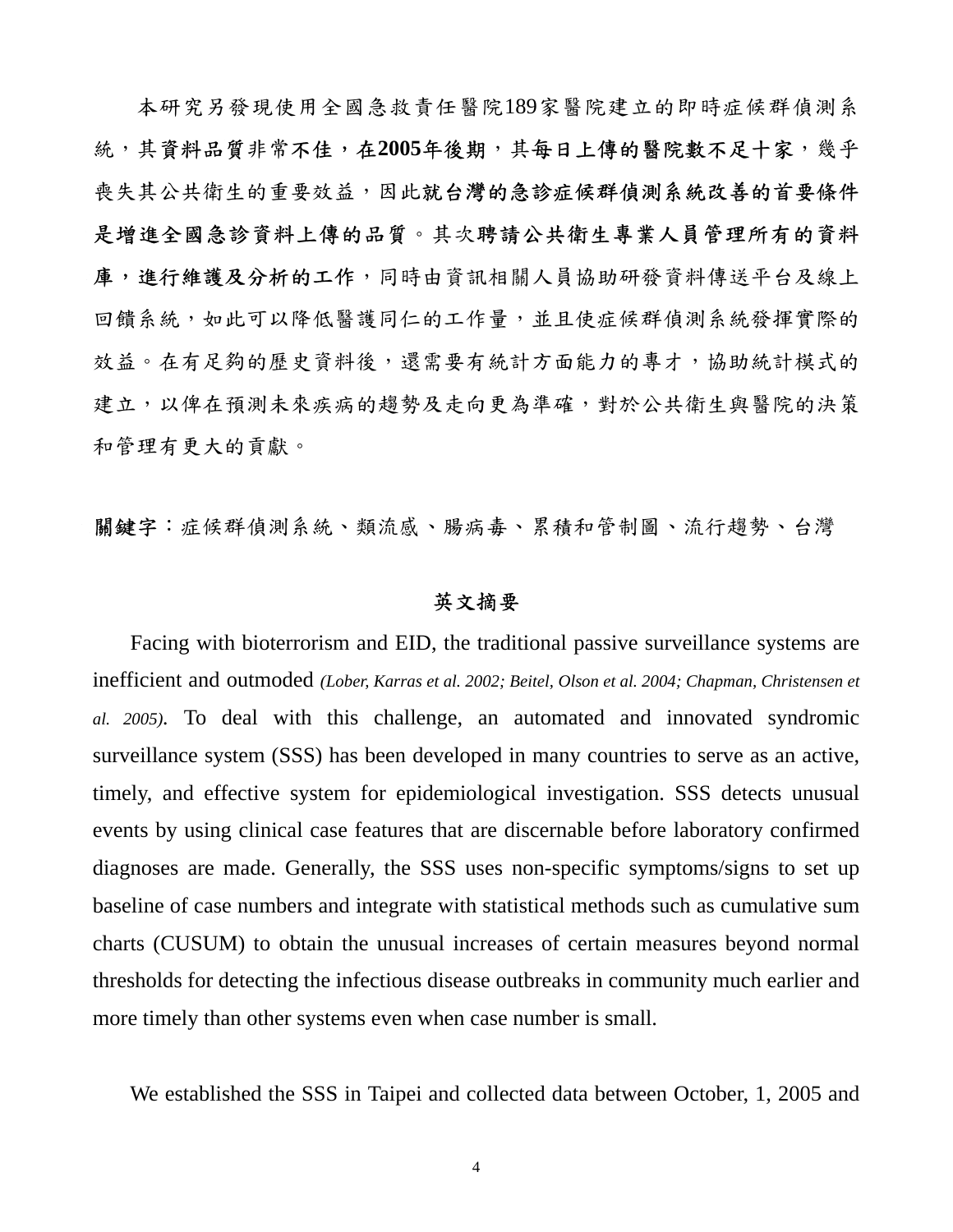本研究另發現使用全國急救責任醫院189家醫院建立的即時症候群偵測系統，其資料品質非常**不佳，在2005年後期，其每日上傳的醫院數不足十家**，幾乎喪失其公共衛生的重要效益，因此**就台灣的急診症候群偵測系統改善的首要條件是增進全國急診資料上傳的品質**。其次**聘請公共衛生專業人員管理所有的資料庫，進行維護及分析的工作**，同時由資訊相關人員協助研發資料傳送平台及線上回饋系統，如此可以降低醫護同仁的工作量，並且使症候群偵測系統發揮實際的效益。在有足夠的歷史資料後，還需要有統計方面能力的專才，協助統計模式的建立，以俾在預測未來疾病的趨勢及走向更為準確，對於公共衛生與醫院的決策和管理有更大的貢獻。

**關鍵字**：症候群偵測系統、類流感、腸病毒、累積和管制圖、流行趨勢、台灣

## 英文摘要

Facing with bioterrorism and EID, the traditional passive surveillance systems are inefficient and outmoded *(Lober, Karras et al. 2002; Beitel, Olson et al. 2004; Chapman, Christensen et al. 2005)*. To deal with this challenge, an automated and innovated syndromic surveillance system (SSS) has been developed in many countries to serve as an active, timely, and effective system for epidemiological investigation. SSS detects unusual events by using clinical case features that are discernable before laboratory confirmed diagnoses are made. Generally, the SSS uses non-specific symptoms/signs to set up baseline of case numbers and integrate with statistical methods such as cumulative sum charts (CUSUM) to obtain the unusual increases of certain measures beyond normal thresholds for detecting the infectious disease outbreaks in community much earlier and more timely than other systems even when case number is small.

We established the SSS in Taipei and collected data between October, 1, 2005 and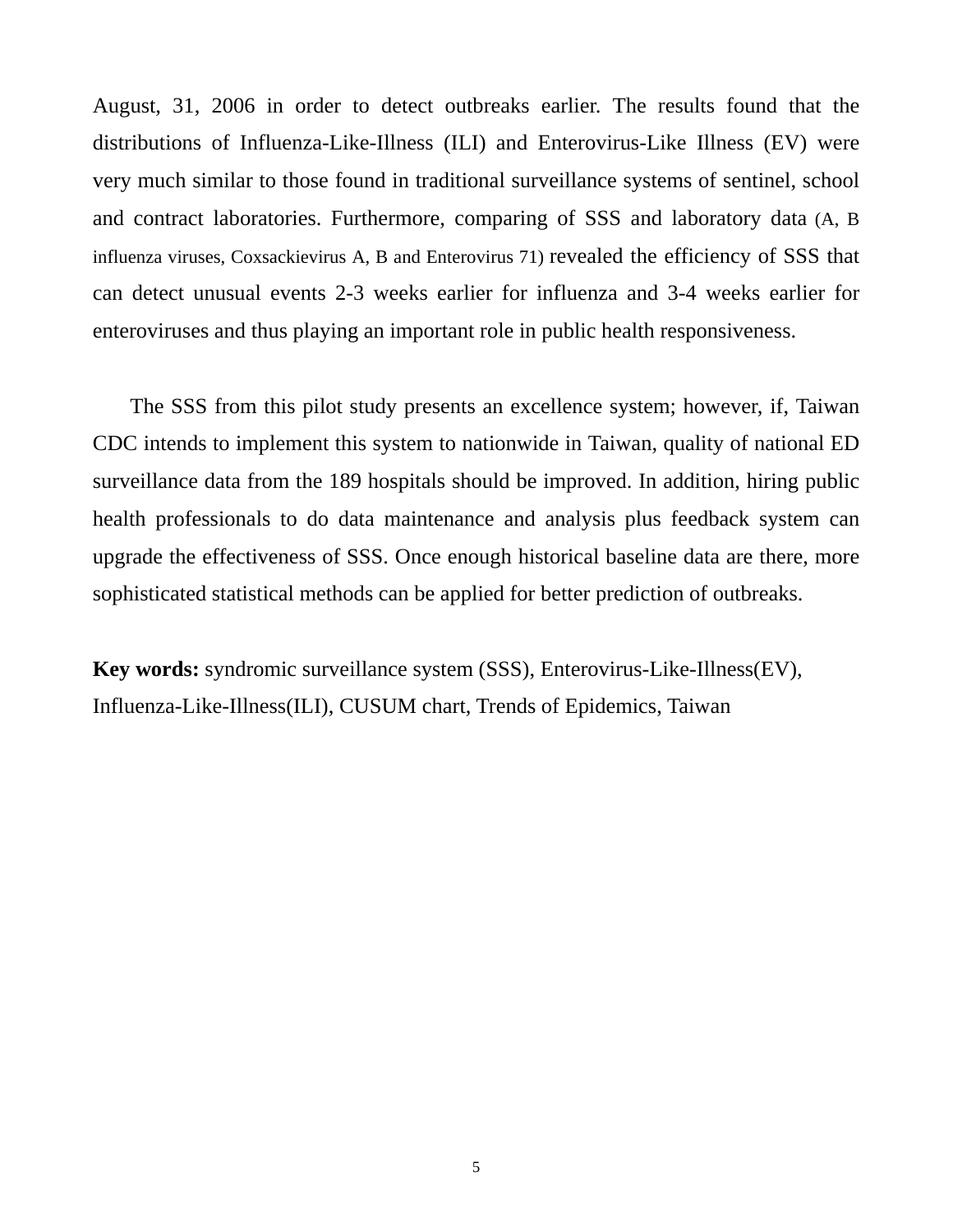August, 31, 2006 in order to detect outbreaks earlier. The results found that the distributions of Influenza-Like-Illness (ILI) and Enterovirus-Like Illness (EV) were very much similar to those found in traditional surveillance systems of sentinel, school and contract laboratories. Furthermore, comparing of SSS and laboratory data (A, B influenza viruses, Coxsackievirus A, B and Enterovirus 71) revealed the efficiency of SSS that can detect unusual events 2-3 weeks earlier for influenza and 3-4 weeks earlier for enteroviruses and thus playing an important role in public health responsiveness.

The SSS from this pilot study presents an excellence system; however, if, Taiwan CDC intends to implement this system to nationwide in Taiwan, quality of national ED surveillance data from the 189 hospitals should be improved. In addition, hiring public health professionals to do data maintenance and analysis plus feedback system can upgrade the effectiveness of SSS. Once enough historical baseline data are there, more sophisticated statistical methods can be applied for better prediction of outbreaks.

**Key words:** syndromic surveillance system (SSS), Enterovirus-Like-Illness(EV), Influenza-Like-Illness(ILI), CUSUM chart, Trends of Epidemics, Taiwan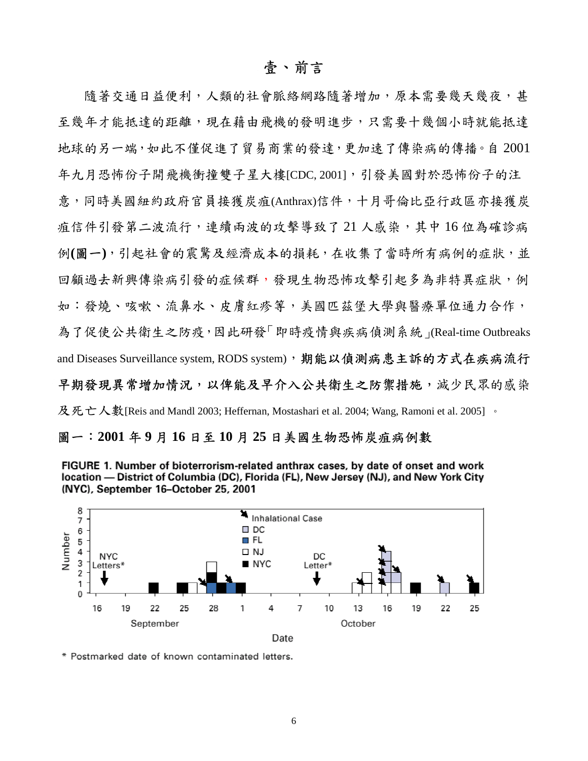# 壹、前言

隨著交通日益便利，人類的社會脈絡網路隨著增加，原本需要幾天幾夜，甚至幾年才能抵達的距離，現在藉由飛機的發明進步，只需要十幾個小時就能抵達地球的另一端，如此不僅促進了貿易商業的發達，更加速了傳染病的傳播。自 2001 年九月恐怖份子開飛機衝撞雙子星大樓[CDC, 2001]，引發美國對於恐怖份子的注意，同時美國紐約政府官員接獲炭疽(Anthrax)信件，十月哥倫比亞行政區亦接獲炭疽信件引發第二波流行，連續兩波的攻擊導致了 21 人感染，其中 16 位為確診病例**(圖一)**，引起社會的震驚及經濟成本的損耗，在收集了當時所有病例的症狀，並回顧過去新興傳染病引發的症候群，發現生物恐怖攻擊引起多為非特異症狀，例如：發燒、咳嗽、流鼻水、皮膚紅疹等，美國匹茲堡大學與醫療單位通力合作，為了促使公共衛生之防疫，因此研發「即時疫情與疾病偵測系統」(Real-time Outbreaks and Diseases Surveillance system, RODS system)，**期能以偵測病患主訴的方式在疾病流行早期發現異常增加情況，以俾能及早介入公共衛生之防禦措施**，減少民眾的感染及死亡人數[Reis and Mandl 2003; Heffernan, Mostashari et al. 2004; Wang, Ramoni et al. 2005]。

**圖一：2001 年 9 月 16 日至 10 月 25 日美國生物恐怖炭疽病例數**

**FIGURE 1. Number of bioterrorism-related anthrax cases, by date of onset and work location — District of Columbia (DC), Florida (FL), New Jersey (NJ), and New York City (NYC), September 16–October 25, 2001**

\* Postmarked date of known contaminated letters.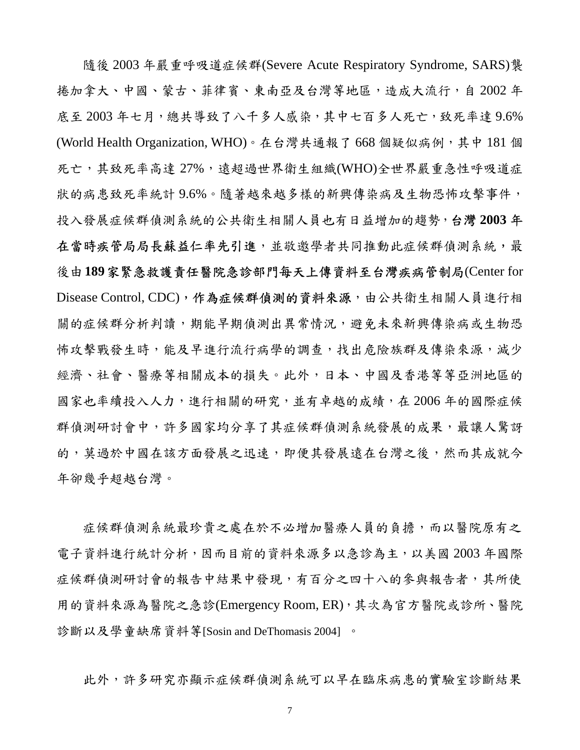隨後 2003 年嚴重呼吸道症候群(Severe Acute Respiratory Syndrome, SARS)襲捲加拿大、中國、蒙古、菲律賓、東南亞及台灣等地區，造成大流行，自 2002 年底至 2003 年七月，總共導致了八千多人感染，其中七百多人死亡，致死率達 9.6% (World Health Organization, WHO)。在台灣共通報了 668 個疑似病例，其中 181 個死亡，其致死率高達 27%，遠超過世界衛生組織(WHO)全世界嚴重急性呼吸道症狀的病患致死率統計 9.6%。隨著越來越多樣的新興傳染病及生物恐怖攻擊事件，投入發展症候群偵測系統的公共衛生相關人員也有日益增加的趨勢，**台灣 2003 年在當時疾管局局長蘇益仁率先引進**，並敬邀學者共同推動此症候群偵測系統，最後由**189 家緊急救護責任醫院急診部門每天上傳資料至台灣疾病管制局**(Center for Disease Control, CDC)，**作為症候群偵測的資料來源**，由公共衛生相關人員進行相關的症候群分析判讀，期能早期偵測出異常情況，避免未來新興傳染病或生物恐怖攻擊戰發生時，能及早進行流行病學的調查，找出危險族群及傳染來源，減少經濟、社會、醫療等相關成本的損失。此外，日本、中國及香港等等亞洲地區的國家也率續投入人力，進行相關的研究，並有卓越的成績，在 2006 年的國際症候群偵測研討會中，許多國家均分享了其症候群偵測系統發展的成果，最讓人驚訝的，莫過於中國在該方面發展之迅速，即便其發展遠在台灣之後，然而其成就今年卻幾乎超越台灣。

症候群偵測系統最珍貴之處在於不必增加醫療人員的負擔，而以醫院原有之電子資料進行統計分析，因而目前的資料來源多以急診為主，以美國 2003 年國際症候群偵測研討會的報告中結果中發現，有百分之四十八的參與報告者，其所使用的資料來源為醫院之急診(Emergency Room, ER)，其次為官方醫院或診所、醫院診斷以及學童缺席資料等[Sosin and DeThomasis 2004] 。

此外，許多研究亦顯示症候群偵測系統可以早在臨床病患的實驗室診斷結果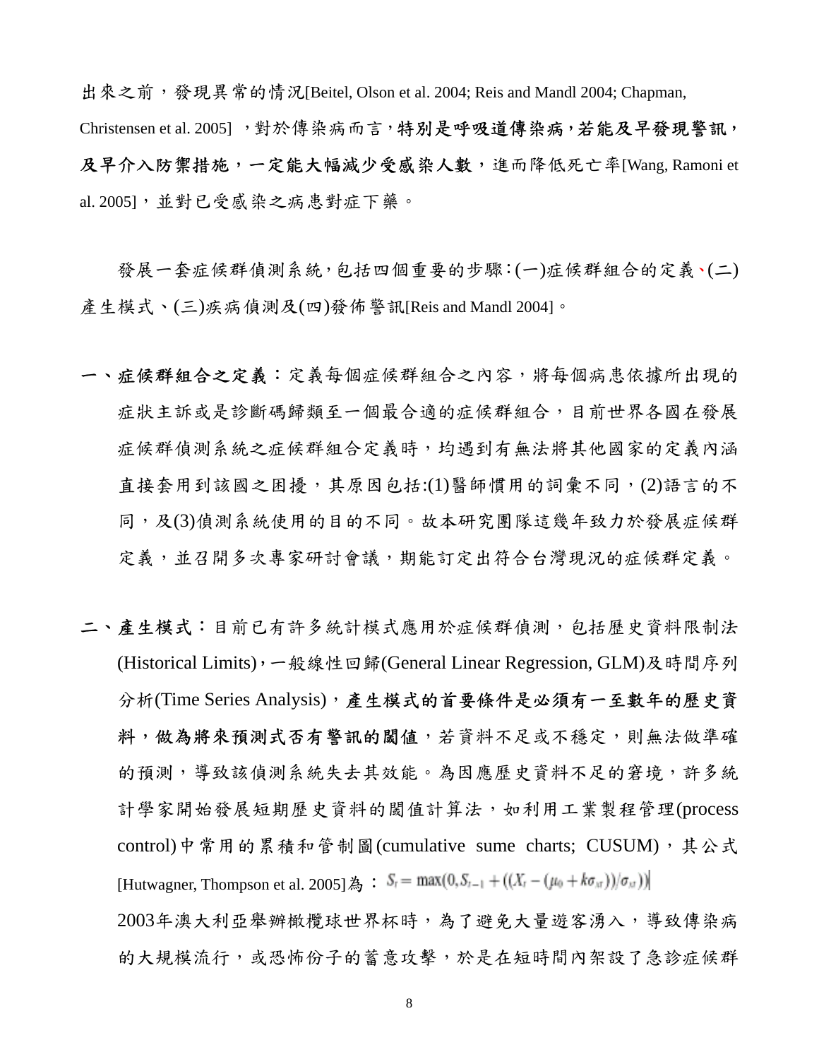出來之前，發現異常的情況[Beitel, Olson et al. 2004; Reis and Mandl 2004; Chapman, Christensen et al. 2005] ，對於傳染病而言，**特別是呼吸道傳染病，若能及早發現警訊，及早介入防禦措施，一定能大幅減少受感染人數**，進而降低死亡率[Wang, Ramoni et al. 2005]，並對已受感染之病患對症下藥。

發展一套症候群偵測系統，包括四個重要的步驟：(一)症候群組合的定義、(二)產生模式、(三)疾病偵測及(四)發佈警訊[Reis and Mandl 2004]。

一、**症候群組合之定義**：定義每個症候群組合之內容，將每個病患依據所出現的症狀主訴或是診斷碼歸類至一個最合適的症候群組合，目前世界各國在發展症候群偵測系統之症候群組合定義時，均遇到有無法將其他國家的定義內涵直接套用到該國之困擾，其原因包括:(1)醫師慣用的詞彙不同，(2)語言的不同，及(3)偵測系統使用的目的不同。故本研究團隊這幾年致力於發展症候群定義，並召開多次專家研討會議，期能訂定出符合台灣現況的症候群定義。

二、**產生模式**：目前已有許多統計模式應用於症候群偵測，包括歷史資料限制法(Historical Limits)，一般線性回歸(General Linear Regression, GLM)及時間序列分析(Time Series Analysis)，**產生模式的首要條件是必須有一至數年的歷史資料，做為將來預測式否有警訊的閾值**，若資料不足或不穩定，則無法做準確的預測，導致該偵測系統失去其效能。為因應歷史資料不足的窘境，許多統計學家開始發展短期歷史資料的閾值計算法，如利用工業製程管理(process control)中常用的累積和管制圖(cumulative sume charts; CUSUM)，其公式[Hutwagner, Thompson et al. 2005]為： $S_t = \max(0, S_{t-1} + ((X_t - (\mu_0 + k\sigma_{xt}))/\sigma_{xt}))$

2003年澳大利亞舉辦橄欖球世界杯時，為了避免大量遊客湧入，導致傳染病的大規模流行，或恐怖份子的蓄意攻擊，於是在短時間內架設了急診症候群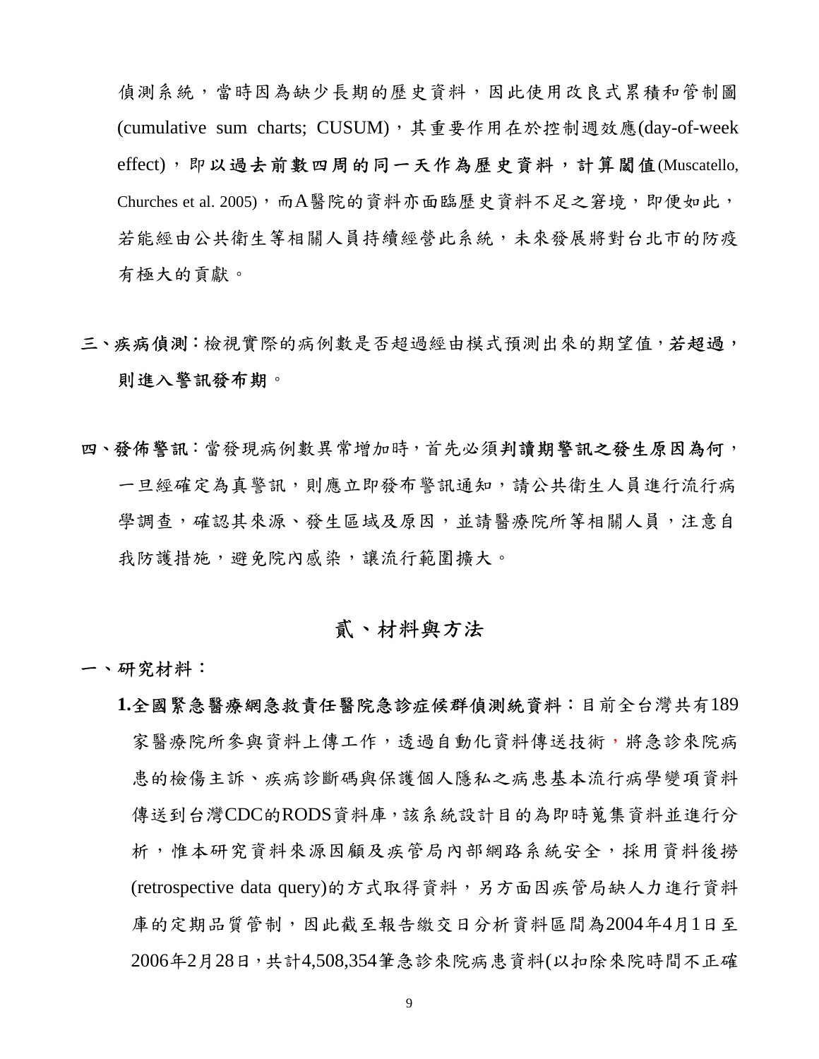偵測系統，當時因為缺少長期的歷史資料，因此使用改良式累積和管制圖(cumulative sum charts; CUSUM)，其重要作用在於控制週效應(day-of-week effect)，即**以過去前數四周的同一天作為歷史資料，計算閾值**(Muscatello, Churches et al. 2005)，而A醫院的資料亦面臨歷史資料不足之窘境，即便如此，若能經由公共衛生等相關人員持續經營此系統，未來發展將對台北市的防疫有極大的貢獻。

三、**疾病偵測**：檢視實際的病例數是否超過經由模式預測出來的期望值，**若超過，則進入警訊發布期**。

四、**發佈警訊**：當發現病例數異常增加時，首先必須**判讀期警訊之發生原因為何**，一旦經確定為真警訊，則應立即發布警訊通知，請公共衛生人員進行流行病學調查，確認其來源、發生區域及原因，並請醫療院所等相關人員，注意自我防護措施，避免院內感染，讓流行範圍擴大。

# 貳、材料與方法

## 一、研究材料：

**1.全國緊急醫療網急救責任醫院急診症候群偵測統資料**：目前全台灣共有189家醫療院所參與資料上傳工作，透過自動化資料傳送技術，將急診來院病患的檢傷主訴、疾病診斷碼與保護個人隱私之病患基本流行病學變項資料傳送到台灣CDC的RODS資料庫，該系統設計目的為即時蒐集資料並進行分析，惟本研究資料來源因顧及疾管局內部網路系統安全，採用資料後撈(retrospective data query)的方式取得資料，另方面因疾管局缺人力進行資料庫的定期品質管制，因此截至報告繳交日分析資料區間為2004年4月1日至2006年2月28日，共計4,508,354筆急診來院病患資料(以扣除來院時間不正確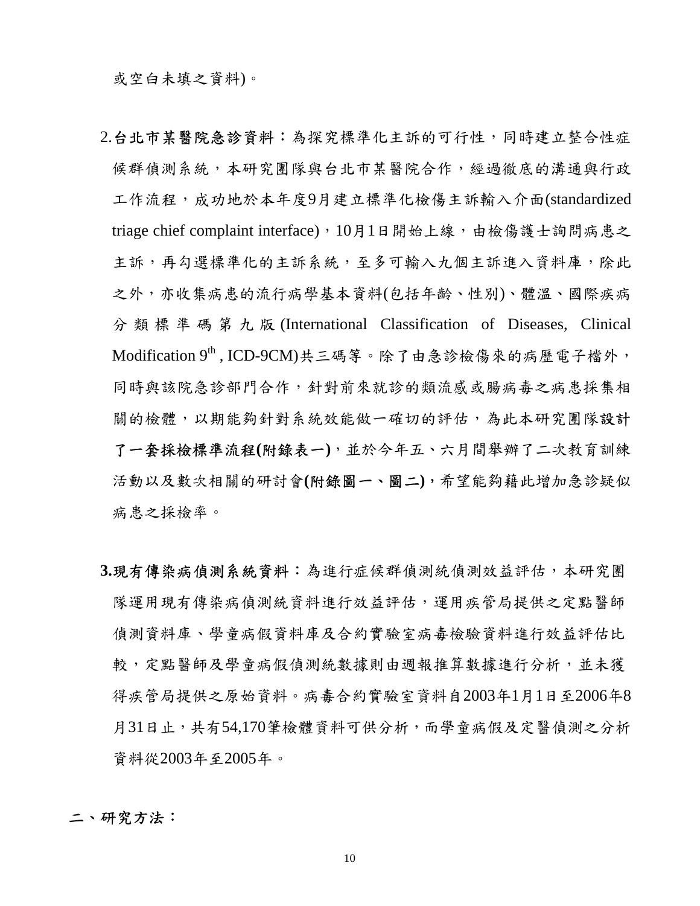或空白未填之資料)。

2.**台北市某醫院急診資料**：為探究標準化主訴的可行性，同時建立整合性症候群偵測系統，本研究團隊與台北市某醫院合作，經過徹底的溝通與行政工作流程，成功地於本年度9月建立標準化檢傷主訴輸入介面(standardized triage chief complaint interface)，10月1日開始上線，由檢傷護士詢問病患之主訴，再勾選標準化的主訴系統，至多可輸入九個主訴進入資料庫，除此之外，亦收集病患的流行病學基本資料(包括年齡、性別)、體溫、國際疾病分類標準碼第九版(International Classification of Diseases, Clinical Modification 9$^{th}$ , ICD-9CM)共三碼等。除了由急診檢傷來的病歷電子檔外，同時與該院急診部門合作，針對前來就診的類流感或腸病毒之病患採集相關的檢體，以期能夠針對系統效能做一確切的評估，為此本研究團隊**設計了一套採檢標準流程(附錄表一)**，並於今年五、六月間舉辦了二次教育訓練活動以及數次相關的研討會**(附錄圖一、圖二)**，希望能夠藉此增加急診疑似病患之採檢率。

**3.現有傳染病偵測系統資料**：為進行症候群偵測統偵測效益評估，本研究團隊運用現有傳染病偵測統資料進行效益評估，運用疾管局提供之定點醫師偵測資料庫、學童病假資料庫及合約實驗室病毒檢驗資料進行效益評估比較，定點醫師及學童病假偵測統數據則由週報推算數據進行分析，並未獲得疾管局提供之原始資料。病毒合約實驗室資料自2003年1月1日至2006年8月31日止，共有54,170筆檢體資料可供分析，而學童病假及定醫偵測之分析資料從2003年至2005年。

**二、研究方法：**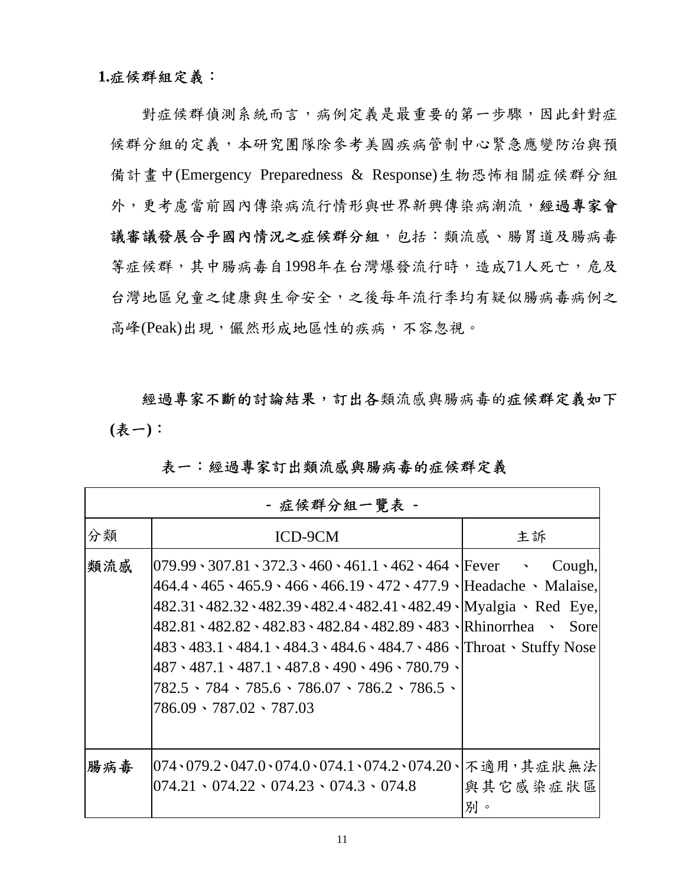**1.症候群組定義：**

對症候群偵測系統而言，病例定義是最重要的第一步驟，因此針對症候群分組的定義，本研究團隊除參考美國疾病管制中心緊急應變防治與預備計畫中(Emergency Preparedness & Response)生物恐怖相關症候群分組外，更考慮當前國內傳染病流行情形與世界新興傳染病潮流，**經過專家會議審議發展合乎國內情況之症候群分組**，包括：類流感、腸胃道及腸病毒等症候群，其中腸病毒自1998年在台灣爆發流行時，造成71人死亡，危及台灣地區兒童之健康與生命安全，之後每年流行季均有疑似腸病毒病例之高峰(Peak)出現，儼然形成地區性的疾病，不容忽視。

**經過專家不斷的討論結果，訂出各**類流感與腸病毒的**症候群定義如下(表一)**：

**表一：經過專家訂出類流感與腸病毒的症候群定義**

| - 症候群分組一覽表 - | | |
|---|---|---|
| 分類 | ICD-9CM | 主訴 |
| 類流感 | 079.99、307.81、372.3、460、461.1、462、464、464.4、465、465.9、466、466.19、472、477.9、482.31、482.32、482.39、482.4、482.41、482.49、482.81、482.82、482.83、482.84、482.89、483、483、483.1、484.1、484.3、484.6、484.7、486、487、487.1、487.1、487.8、490、496、780.79、782.5、784、785.6、786.07、786.2、786.5、786.09、787.02、787.03 | Fever 、 Cough, Headache 、 Malaise, Myalgia 、 Red Eye, Rhinorrhea 、 Sore Throat、Stuffy Nose |
| 腸病毒 | 074、079.2、047.0、074.0、074.1、074.2、074.20、074.21、074.22、074.23、074.3、074.8 | 不適用，其症狀無法與其它感染症狀區別。 |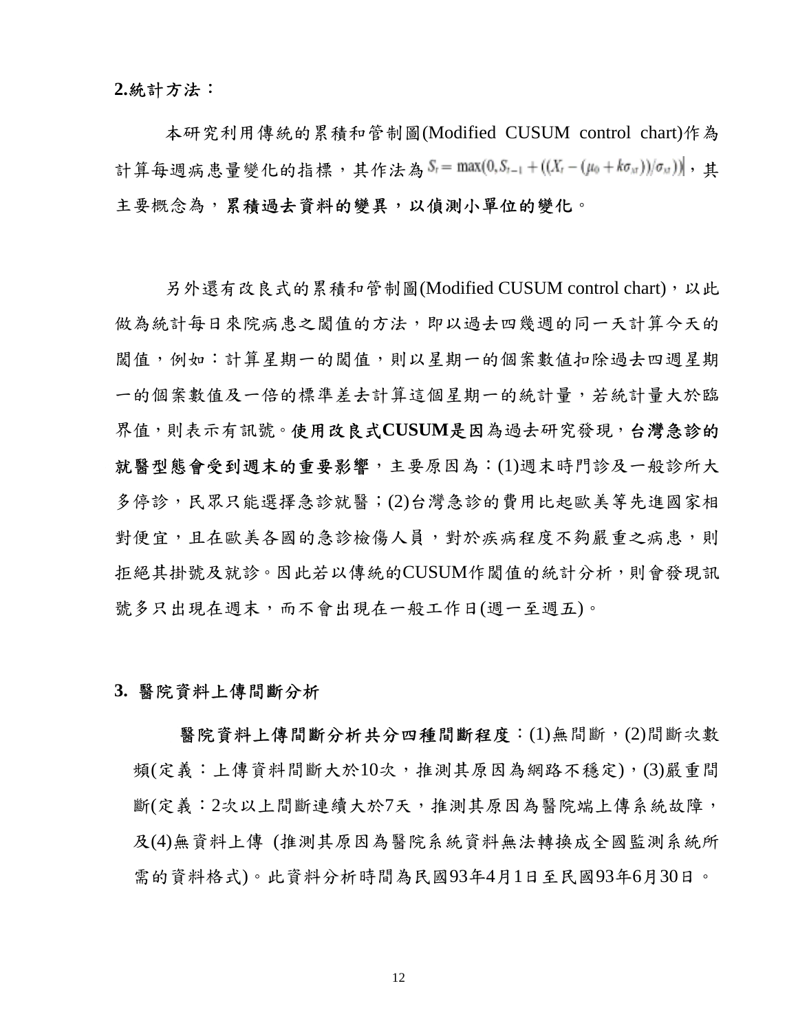**2.統計方法：**

本研究利用傳統的累積和管制圖(Modified CUSUM control chart)作為計算每週病患量變化的指標，其作法為 $S_t = \max(0, S_{t-1} + ((X_t - (\mu_0 + k\sigma_{xt}))/\sigma_{xt}))$，其主要概念為，**累積過去資料的變異，以偵測小單位的變化**。

另外還有改良式的累積和管制圖(Modified CUSUM control chart)，以此做為統計每日來院病患之閾值的方法，即以過去四幾週的同一天計算今天的閾值，例如：計算星期一的閾值，則以星期一的個案數值扣除過去四週星期一的個案數值及一倍的標準差去計算這個星期一的統計量，若統計量大於臨界值，則表示有訊號。**使用改良式CUSUM是因**為過去研究發現，**台灣急診的就醫型態會受到週末的重要影響**，主要原因為：(1)週末時門診及一般診所大多停診，民眾只能選擇急診就醫；(2)台灣急診的費用比起歐美等先進國家相對便宜，且在歐美各國的急診檢傷人員，對於疾病程度不夠嚴重之病患，則拒絕其掛號及就診。因此若以傳統的CUSUM作閾值的統計分析，則會發現訊號多只出現在週末，而不會出現在一般工作日(週一至週五)。

**3. 醫院資料上傳間斷分析**

**醫院資料上傳間斷分析共分四種間斷程度**：(1)無間斷，(2)間斷次數頻(定義：上傳資料間斷大於10次，推測其原因為網路不穩定)，(3)嚴重間斷(定義：2次以上間斷連續大於7天，推測其原因為醫院端上傳系統故障，及(4)無資料上傳 (推測其原因為醫院系統資料無法轉換成全國監測系統所需的資料格式)。此資料分析時間為民國93年4月1日至民國93年6月30日。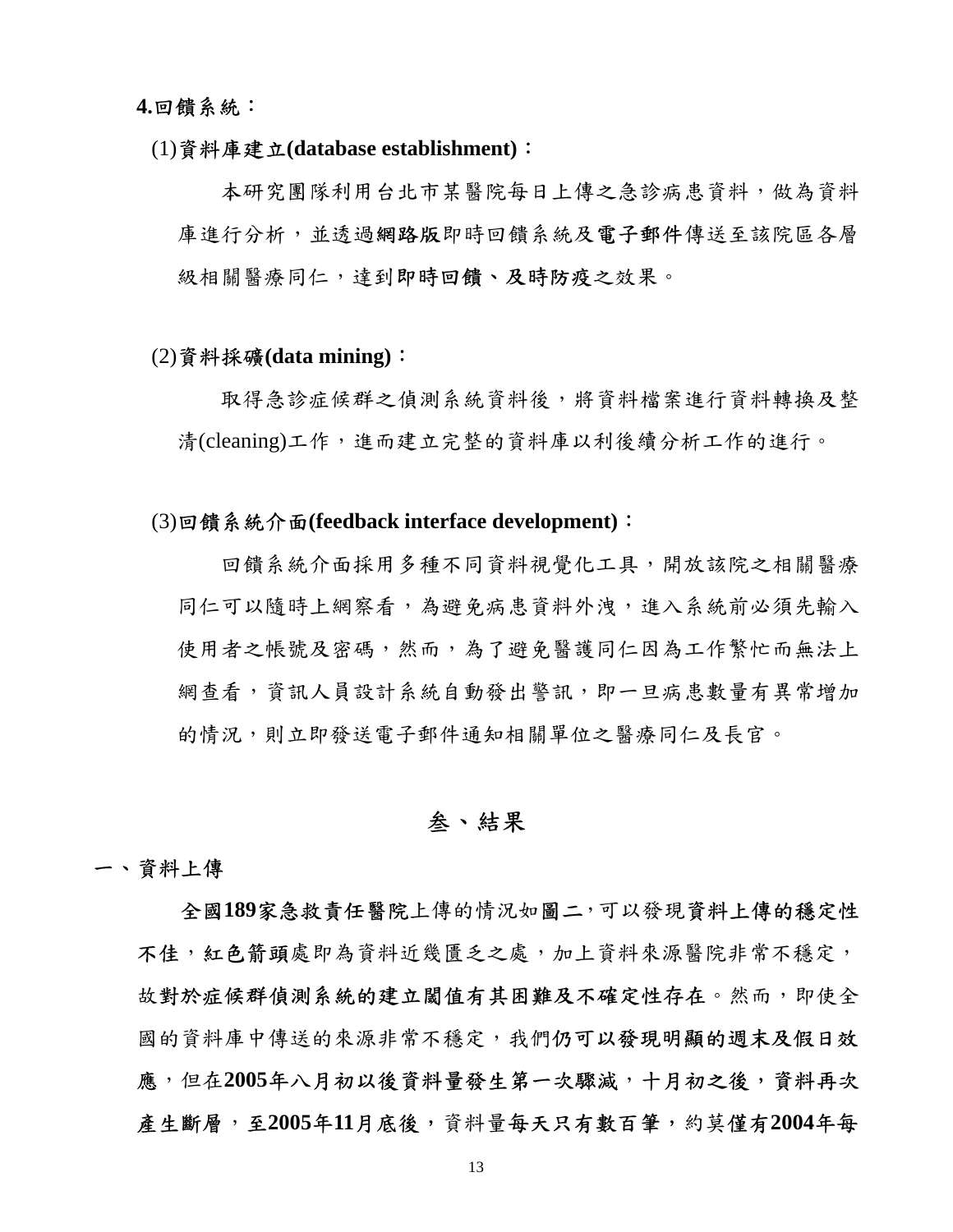**4.回饋系統：**

(1)資料庫建立**(database establishment)**：

本研究團隊利用台北市某醫院每日上傳之急診病患資料，做為資料庫進行分析，並透過**網路版**即時回饋系統及**電子郵件**傳送至該院區各層級相關醫療同仁，達到**即時回饋、及時防疫**之效果。

(2)資料採礦**(data mining)**：

取得急診症候群之偵測系統資料後，將資料檔案進行資料轉換及整清(cleaning)工作，進而建立完整的資料庫以利後續分析工作的進行。

(3)回饋系統介面**(feedback interface development)**：

回饋系統介面採用多種不同資料視覺化工具，開放該院之相關醫療同仁可以隨時上網察看，為避免病患資料外洩，進入系統前必須先輸入使用者之帳號及密碼，然而，為了避免醫護同仁因為工作繁忙而無法上網查看，資訊人員設計系統自動發出警訊，即一旦病患數量有異常增加的情況，則立即發送電子郵件通知相關單位之醫療同仁及長官。

# 叁、結果

## 一、資料上傳

**全國189家急救責任醫院**上傳的情況如**圖二**，可以發現**資料上傳的穩定性不佳**，**紅色箭頭**處即為資料近幾匱乏之處，加上資料來源醫院非常不穩定，故**對於症候群偵測系統的建立閾值有其困難及不確定性存在**。然而，即使全國的資料庫中傳送的來源非常不穩定，我們**仍可以發現明顯的週末及假日效應**，但在**2005年八月初以後資料量發生第一次驟減，十月初之後，資料再次產生斷層，至2005年11月底後**，資料量**每天只有數百筆**，約莫**僅有2004年每**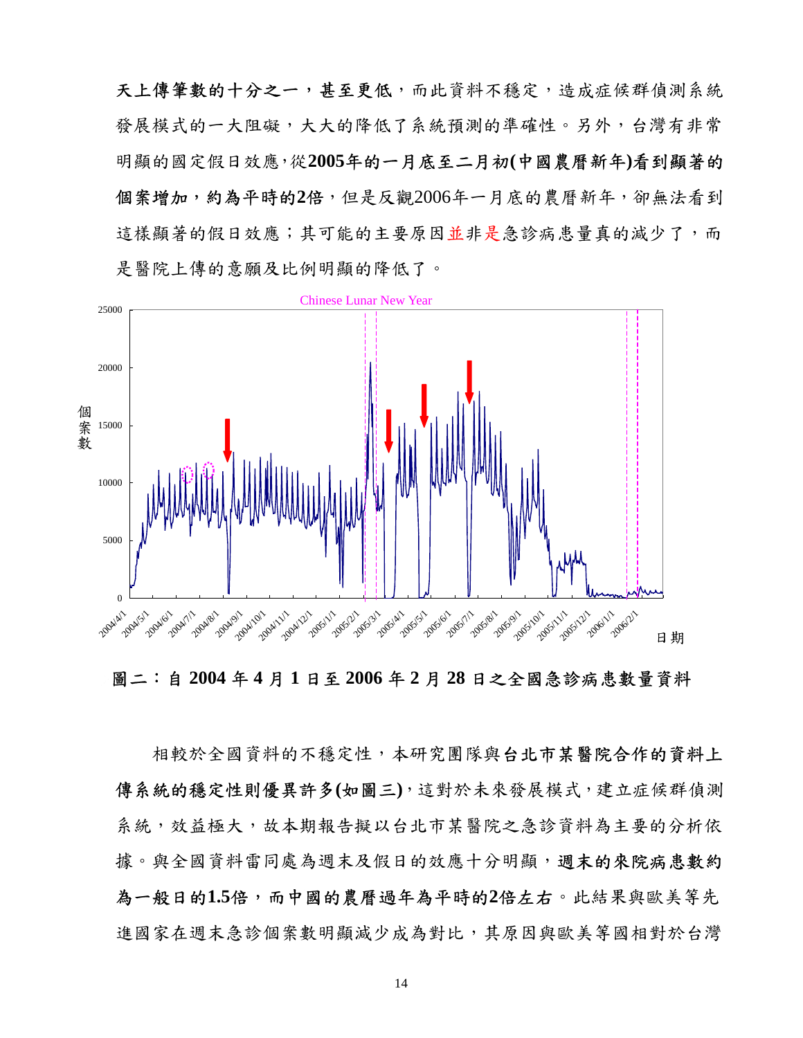**天上傳筆數的十分之一，甚至更低**，而此資料不穩定，造成症候群偵測系統發展模式的一大阻礙，大大的降低了系統預測的準確性。另外，台灣有非常明顯的國定假日效應，從**2005年的一月底至二月初(中國農曆新年)看到顯著的個案增加，約為平時的2倍**，但是反觀2006年一月底的農曆新年，卻無法看到這樣顯著的假日效應；其可能的主要原因並非是急診病患量真的減少了，而是醫院上傳的意願及比例明顯的降低了。

**圖二：自 2004 年 4 月 1 日至 2006 年 2 月 28 日之全國急診病患數量資料**

相較於全國資料的不穩定性，本研究團隊與**台北市某醫院合作的資料上傳系統的穩定性則優異許多(如圖三)**，這對於未來發展模式，建立症候群偵測系統，效益極大，故本期報告擬以台北市某醫院之急診資料為主要的分析依據。與全國資料雷同處為週末及假日的效應十分明顯，**週末的來院病患數約為一般日的1.5倍，而中國的農曆過年為平時的2倍左右**。此結果與歐美等先進國家在週末急診個案數明顯減少成為對比，其原因與歐美等國相對於台灣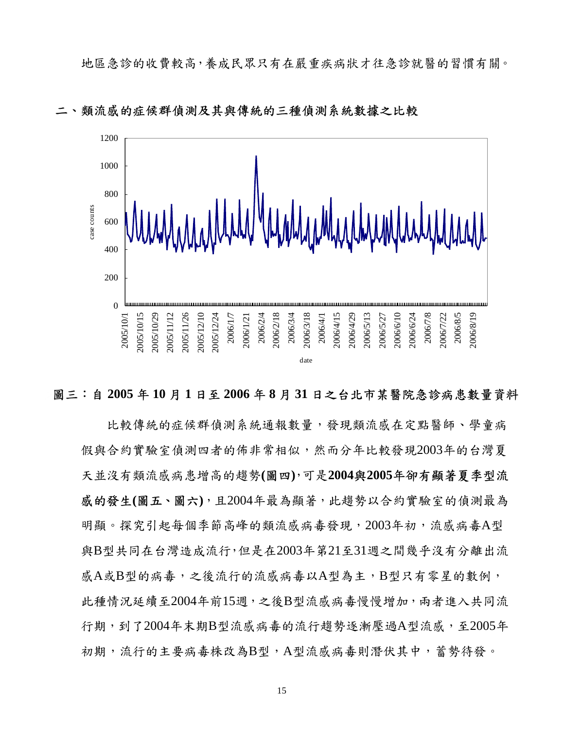地區急診的收費較高,養成民眾只有在嚴重疾病狀才往急診就醫的習慣有關。

## 二、類流感的症候群偵測及其與傳統的三種偵測系統數據之比較

**圖三:自 2005 年 10 月 1 日至 2006 年 8 月 31 日之台北市某醫院急診病患數量資料**

比較傳統的症候群偵測系統通報數量,發現類流感在定點醫師、學童病假與合約實驗室偵測四者的佈非常相似,然而分年比較發現2003年的台灣夏天並沒有類流感病患增高的趨勢**(圖四)**,可是**2004與2005年卻有顯著夏季型流感的發生(圖五、圖六)**,且2004年最為顯著,此趨勢以合約實驗室的偵測最為明顯。探究引起每個季節高峰的類流感病毒發現,2003年初,流感病毒A型與B型共同在台灣造成流行,但是在2003年第21至31週之間幾乎沒有分離出流感A或B型的病毒,之後流行的流感病毒以A型為主,B型只有零星的數例,此種情況延續至2004年前15週,之後B型流感病毒慢慢增加,兩者進入共同流行期,到了2004年末期B型流感病毒的流行趨勢逐漸壓過A型流感,至2005年初期,流行的主要病毒株改為B型,A型流感病毒則潛伏其中,蓄勢待發。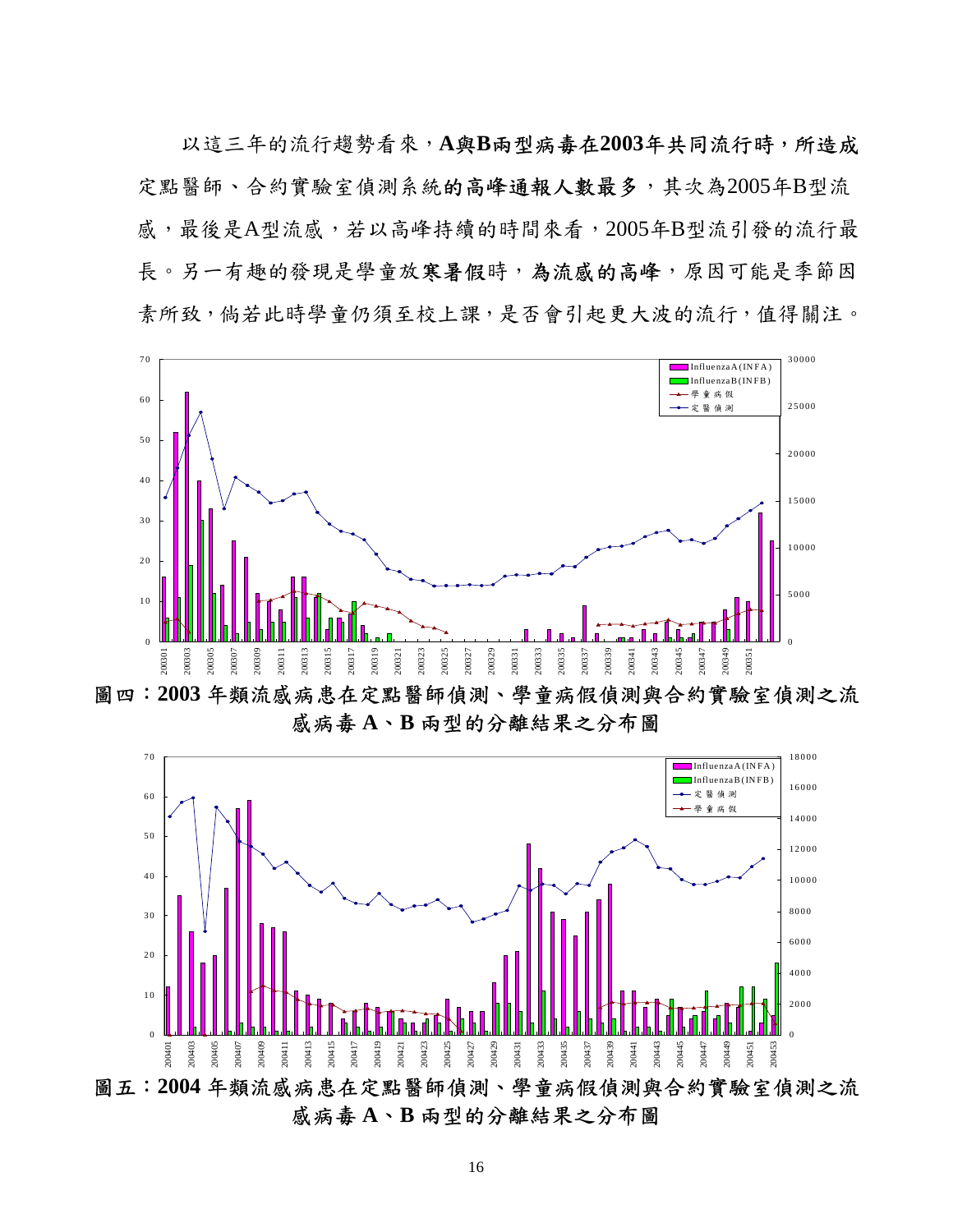以這三年的流行趨勢看來，**A與B兩型病毒在2003年共同流行時，所造成**定點醫師、合約實驗室偵測系統**的高峰通報人數最多**，其次為2005年B型流感，最後是A型流感，若以高峰持續的時間來看，2005年B型流引發的流行最長。另一有趣的發現是學童放**寒暑假**時，**為流感的高峰**，原因可能是季節因素所致，倘若此時學童仍須至校上課，是否會引起更大波的流行，值得關注。

**圖四：2003 年類流感病患在定點醫師偵測、學童病假偵測與合約實驗室偵測之流感病毒 A、B 兩型的分離結果之分布圖**

**圖五：2004 年類流感病患在定點醫師偵測、學童病假偵測與合約實驗室偵測之流感病毒 A、B 兩型的分離結果之分布圖**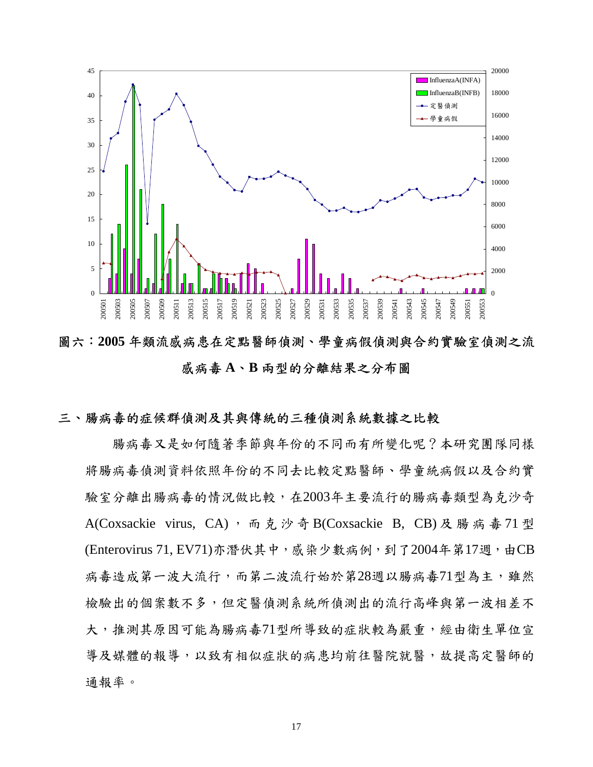圖六：**2005** 年類流感病患在定點醫師偵測、學童病假偵測與合約實驗室偵測之流感病毒 **A**、**B** 兩型的分離結果之分布圖

## 三、腸病毒的症候群偵測及其與傳統的三種偵測系統數據之比較

腸病毒又是如何隨著季節與年份的不同而有所變化呢？本研究團隊同樣將腸病毒偵測資料依照年份的不同去比較定點醫師、學童統病假以及合約實驗室分離出腸病毒的情況做比較，在2003年主要流行的腸病毒類型為克沙奇A(Coxsackie virus, CA)，而克沙奇B(Coxsackie B, CB)及腸病毒71型(Enterovirus 71, EV71)亦潛伏其中，感染少數病例，到了2004年第17週，由CB病毒造成第一波大流行，而第二波流行始於第28週以腸病毒71型為主，雖然檢驗出的個案數不多，但定醫偵測系統所偵測出的流行高峰與第一波相差不大，推測其原因可能為腸病毒71型所導致的症狀較為嚴重，經由衛生單位宣導及媒體的報導，以致有相似症狀的病患均前往醫院就醫，故提高定醫師的通報率。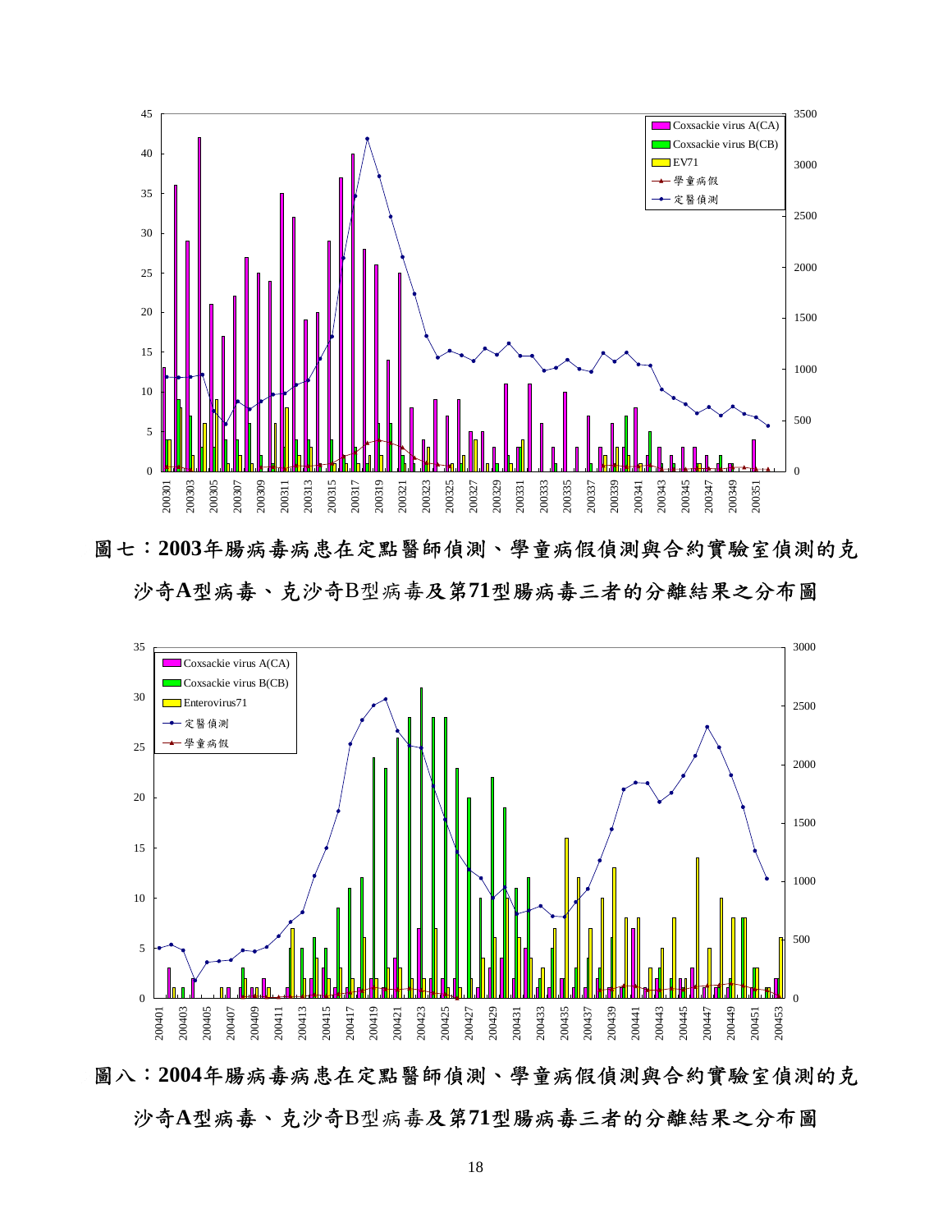圖七：**2003**年腸病毒病患在定點醫師偵測、學童病假偵測與合約實驗室偵測的克沙奇**A**型病毒、克沙奇B型病毒及第**71**型腸病毒三者的分離結果之分布圖

圖八：**2004**年腸病毒病患在定點醫師偵測、學童病假偵測與合約實驗室偵測的克沙奇**A**型病毒、克沙奇B型病毒及第**71**型腸病毒三者的分離結果之分布圖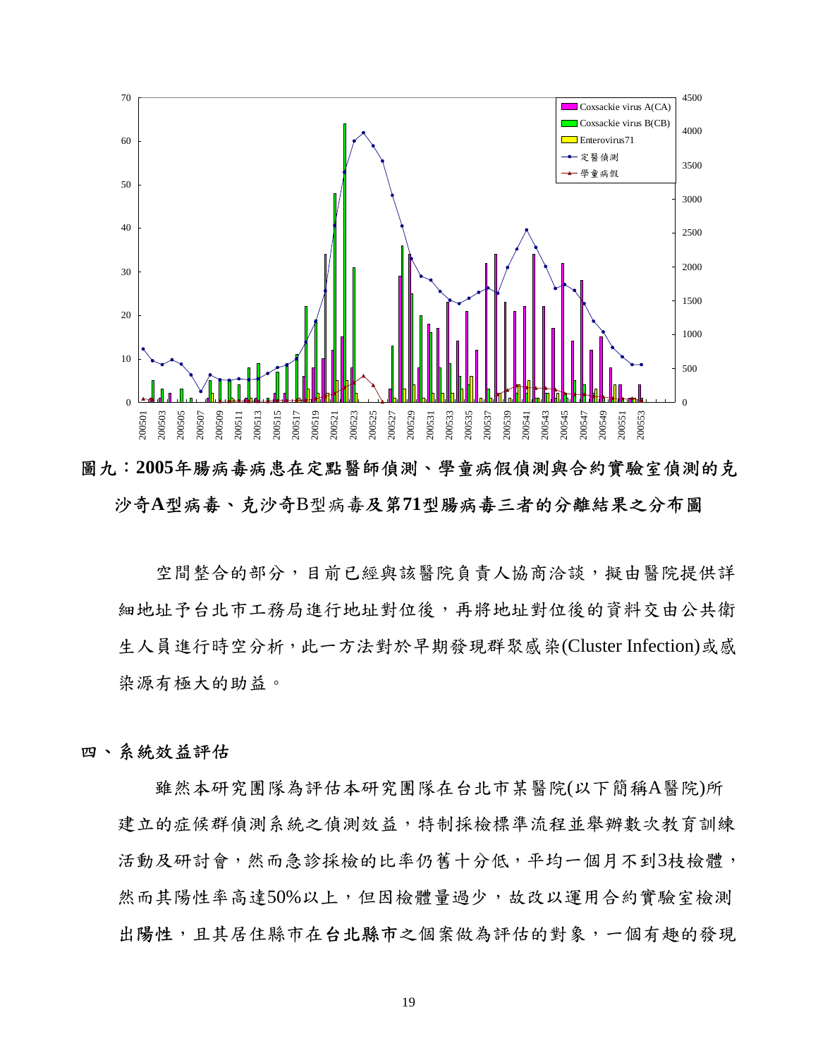圖九：**2005年腸病毒病患在定點醫師偵測、學童病假偵測與合約實驗室偵測的克沙奇A型病毒、克沙奇B型病毒及第71型腸病毒三者的分離結果之分布圖**

空間整合的部分，目前已經與該醫院負責人協商洽談，擬由醫院提供詳細地址予台北市工務局進行地址對位後，再將地址對位後的資料交由公共衛生人員進行時空分析，此一方法對於早期發現群聚感染(Cluster Infection)或感染源有極大的助益。

## 四、系統效益評估

雖然本研究團隊為評估本研究團隊在台北市某醫院(以下簡稱A醫院)所建立的症候群偵測系統之偵測效益，特制採檢標準流程並舉辦數次教育訓練活動及研討會，然而急診採檢的比率仍舊十分低，平均一個月不到3枝檢體，然而其陽性率高達50%以上，但因檢體量過少，故改以運用合約實驗室檢測**出陽性**，且其居住縣市在**台北縣市**之個案做為評估的對象，一個有趣的發現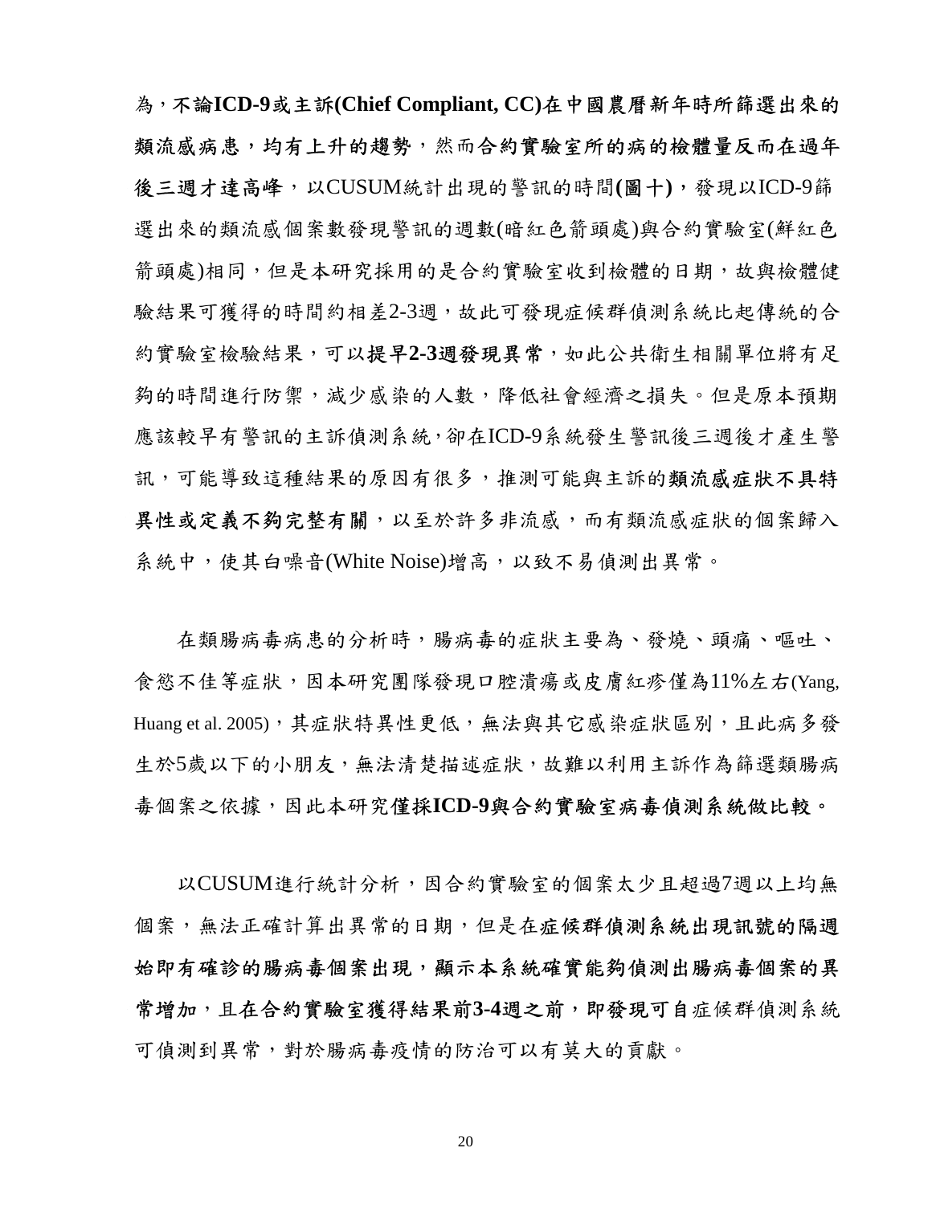為，**不論ICD-9或主訴(Chief Compliant, CC)在中國農曆新年時所篩選出來的類流感病患，均有上升的趨勢**，然而**合約實驗室所的病的檢體量反而在過年後三週才達高峰**，以CUSUM統計出現的警訊的時間**(圖十)**，發現以ICD-9篩選出來的類流感個案數發現警訊的週數(暗紅色箭頭處)與合約實驗室(鮮紅色箭頭處)相同，但是本研究採用的是合約實驗室收到檢體的日期，故與檢體健驗結果可獲得的時間約相差2-3週，故此可發現症候群偵測系統比起傳統的合約實驗室檢驗結果，可以**提早2-3週發現異常**，如此公共衛生相關單位將有足夠的時間進行防禦，減少感染的人數，降低社會經濟之損失。但是原本預期應該較早有警訊的主訴偵測系統，卻在ICD-9系統發生警訊後三週後才產生警訊，可能導致這種結果的原因有很多，推測可能與主訴的**類流感症狀不具特異性或定義不夠完整有關**，以至於許多非流感，而有類流感症狀的個案歸入系統中，使其白噪音(White Noise)增高，以致不易偵測出異常。

在類腸病毒病患的分析時，腸病毒的症狀主要為、發燒、頭痛、嘔吐、食慾不佳等症狀，因本研究團隊發現口腔潰瘍或皮膚紅疹僅為11%左右(Yang, Huang et al. 2005)，其症狀特異性更低，無法與其它感染症狀區別，且此病多發生於5歲以下的小朋友，無法清楚描述症狀，故難以利用主訴作為篩選類腸病毒個案之依據，因此本研究**僅採ICD-9與合約實驗室病毒偵測系統做比較。**

以CUSUM進行統計分析，因合約實驗室的個案太少且超過7週以上均無個案，無法正確計算出異常的日期，但是在**症候群偵測系統出現訊號的隔週始即有確診的腸病毒個案出現，顯示本系統確實能夠偵測出腸病毒個案的異常增加**，且**在合約實驗室獲得結果前3-4週之前，即發現可**自症候群偵測系統可偵測到異常，對於腸病毒疫情的防治可以有莫大的貢獻。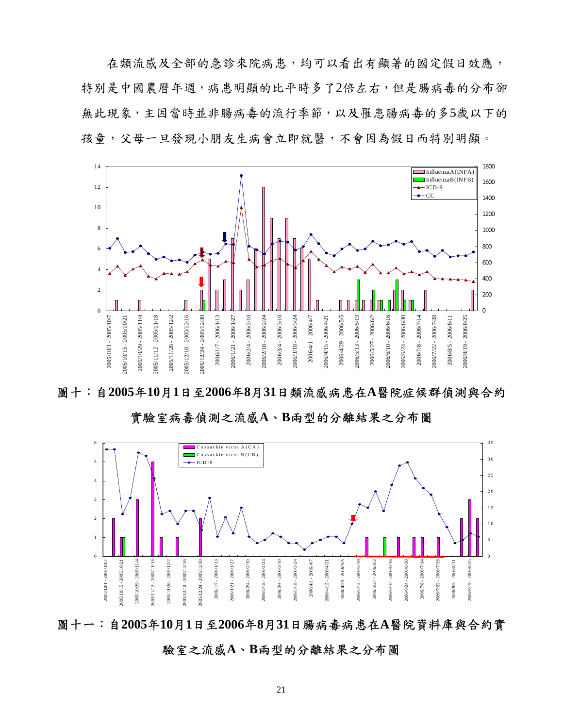在類流感及全部的急診來院病患，均可以看出有顯著的國定假日效應，特別是中國農曆年週，病患明顯的比平時多了2倍左右，但是腸病毒的分布卻無此現象，主因當時並非腸病毒的流行季節，以及罹患腸病毒的多5歲以下的孩童，父母一旦發現小朋友生病會立即就醫，不會因為假日而特別明顯。

圖十：自**2005**年**10**月**1**日至**2006**年**8**月**31**日類流感病患在**A**醫院症候群偵測與合約實驗室病毒偵測之流感**A**、**B**兩型的分離結果之分布圖

圖十一：自**2005**年**10**月**1**日至**2006**年**8**月**31**日腸病毒病患在**A**醫院資料庫與合約實驗室之流感**A**、**B**兩型的分離結果之分布圖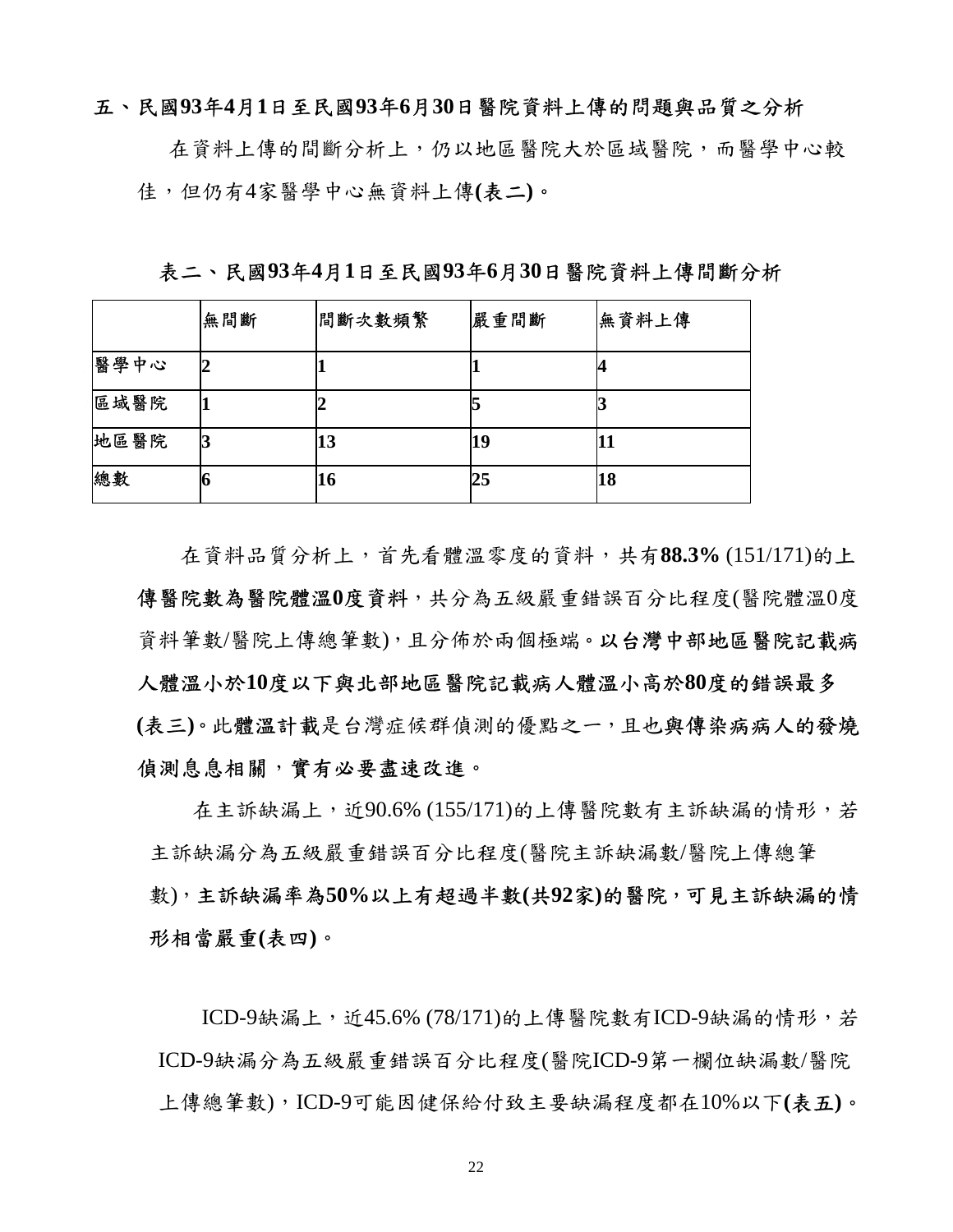## 五、民國93年4月1日至民國93年6月30日醫院資料上傳的問題與品質之分析

在資料上傳的間斷分析上，仍以地區醫院大於區域醫院，而醫學中心較佳，但仍有4家醫學中心無資料上傳**(表二)**。

**表二、民國93年4月1日至民國93年6月30日醫院資料上傳間斷分析**

| | 無間斷 | 間斷次數頻繁 | 嚴重間斷 | 無資料上傳 |
|---|---|---|---|---|
| 醫學中心 | **2** | **1** | **1** | **4** |
| 區域醫院 | **1** | **2** | **5** | **3** |
| 地區醫院 | **3** | **13** | **19** | **11** |
| 總數 | **6** | **16** | **25** | **18** |

在資料品質分析上，首先看體溫零度的資料，共有**88.3%** (151/171)的**上傳醫院數為醫院體溫0度**資料，共分為五級嚴重錯誤百分比程度(醫院體溫0度資料筆數/醫院上傳總筆數)，且分佈於兩個極端。**以台灣中部地區醫院記載病人體溫小於10度以下與北部地區醫院記載病人體溫小高於80度的錯誤最多(表三)**。此**體溫計載**是台灣症候群偵測的優點之一，且**也與傳染病病人的發燒偵測息息相關，實有必要盡速改進。**

在主訴缺漏上，近90.6% (155/171)的上傳醫院數有主訴缺漏的情形，若主訴缺漏分為五級嚴重錯誤百分比程度(醫院主訴缺漏數/醫院上傳總筆數)，**主訴缺漏率為50%以上有超過半數(共92家)的醫院，可見主訴缺漏的情形相當嚴重(表四)**。

ICD-9缺漏上，近45.6% (78/171)的上傳醫院數有ICD-9缺漏的情形，若ICD-9缺漏分為五級嚴重錯誤百分比程度(醫院ICD-9第一欄位缺漏數/醫院上傳總筆數)，ICD-9可能因健保給付致主要缺漏程度都在10%以下**(表五)**。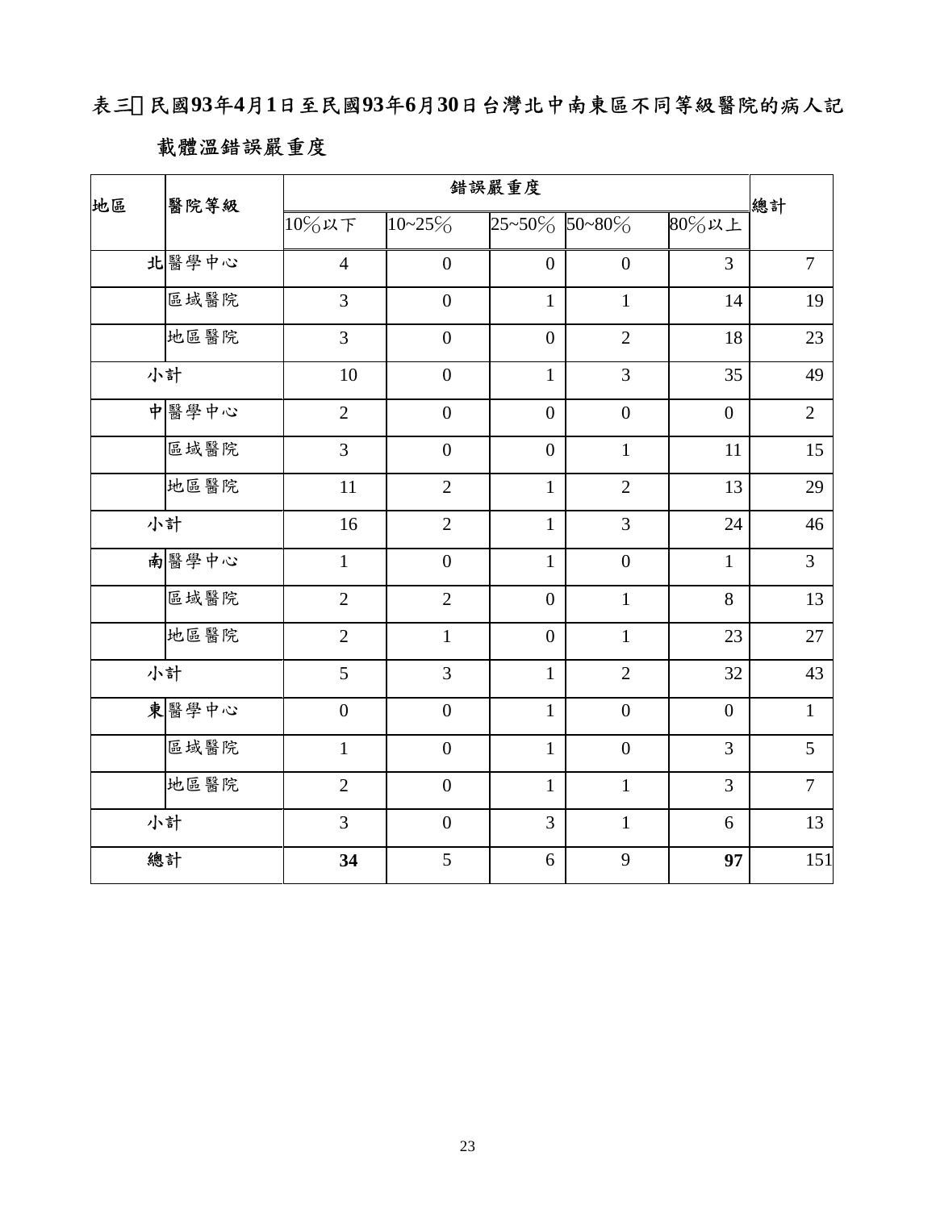表三 民國**93**年**4**月**1**日至民國**93**年**6**月**30**日台灣北中南東區不同等級醫院的病人記載體溫錯誤嚴重度

| 地區 | 醫院等級 | 錯誤嚴重度 | | | | | 總計 |
|---|---|---|---|---|---|---|---|
| | | 10%以下 | 10~25% | 25~50% | 50~80% | 80%以上 | |
| 北 | 醫學中心 | 4 | 0 | 0 | 0 | 3 | 7 |
| | 區域醫院 | 3 | 0 | 1 | 1 | 14 | 19 |
| | 地區醫院 | 3 | 0 | 0 | 2 | 18 | 23 |
| 小計 | | 10 | 0 | 1 | 3 | 35 | 49 |
| 中 | 醫學中心 | 2 | 0 | 0 | 0 | 0 | 2 |
| | 區域醫院 | 3 | 0 | 0 | 1 | 11 | 15 |
| | 地區醫院 | 11 | 2 | 1 | 2 | 13 | 29 |
| 小計 | | 16 | 2 | 1 | 3 | 24 | 46 |
| 南 | 醫學中心 | 1 | 0 | 1 | 0 | 1 | 3 |
| | 區域醫院 | 2 | 2 | 0 | 1 | 8 | 13 |
| | 地區醫院 | 2 | 1 | 0 | 1 | 23 | 27 |
| 小計 | | 5 | 3 | 1 | 2 | 32 | 43 |
| 東 | 醫學中心 | 0 | 0 | 1 | 0 | 0 | 1 |
| | 區域醫院 | 1 | 0 | 1 | 0 | 3 | 5 |
| | 地區醫院 | 2 | 0 | 1 | 1 | 3 | 7 |
| 小計 | | 3 | 0 | 3 | 1 | 6 | 13 |
| 總計 | | **34** | 5 | 6 | 9 | **97** | 151 |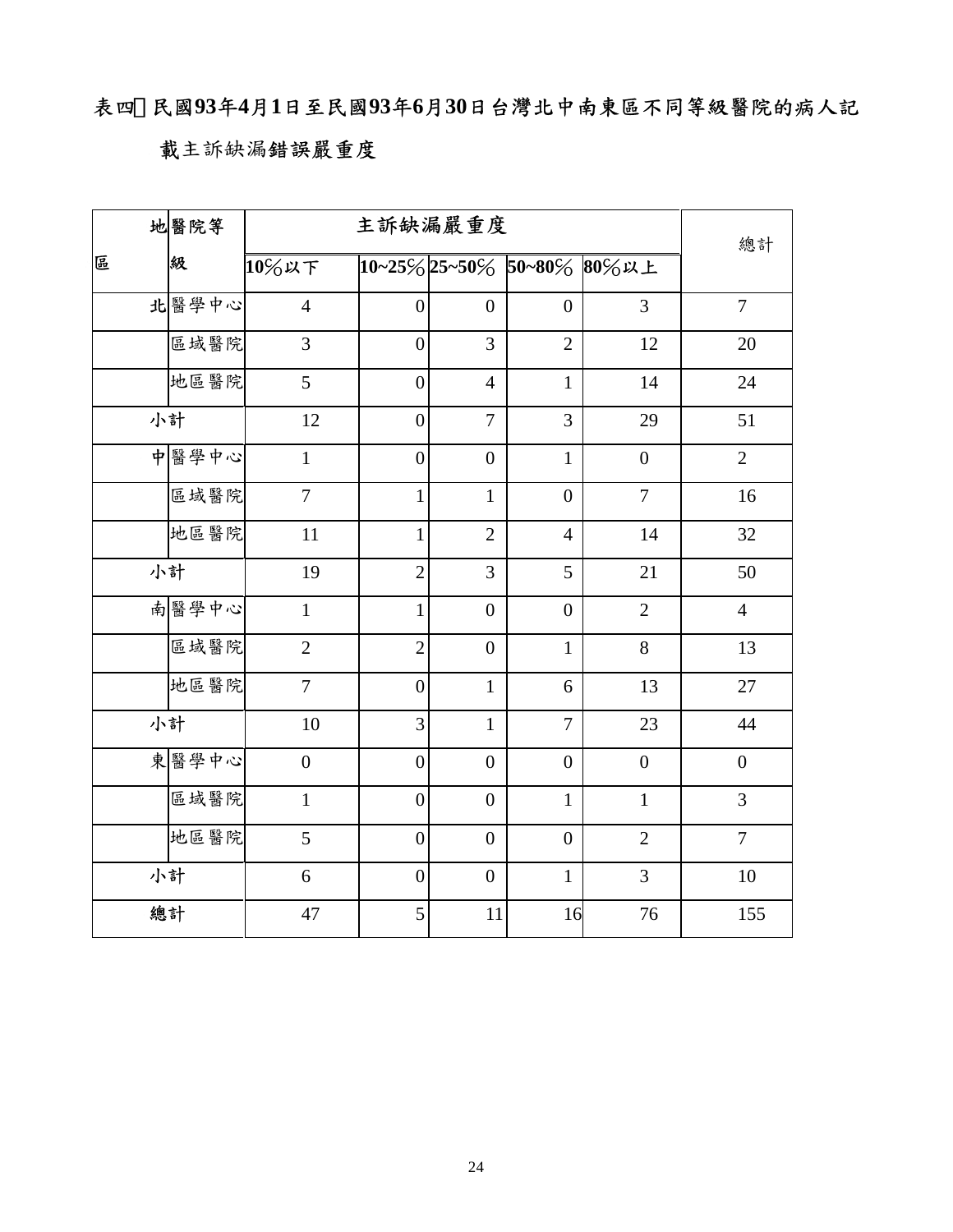表四 民國93年4月1日至民國93年6月30日台灣北中南東區不同等級醫院的病人記載主訴缺漏錯誤嚴重度

| 地區 | 醫院等級 | 主訴缺漏嚴重度 | | | | | 總計 |
|---|---|---|---|---|---|---|---|
| | | 10%以下 | 10~25% | 25~50% | 50~80% | 80%以上 | |
| 北 | 醫學中心 | 4 | 0 | 0 | 0 | 3 | 7 |
| | 區域醫院 | 3 | 0 | 3 | 2 | 12 | 20 |
| | 地區醫院 | 5 | 0 | 4 | 1 | 14 | 24 |
| 小計 | | 12 | 0 | 7 | 3 | 29 | 51 |
| 中 | 醫學中心 | 1 | 0 | 0 | 1 | 0 | 2 |
| | 區域醫院 | 7 | 1 | 1 | 0 | 7 | 16 |
| | 地區醫院 | 11 | 1 | 2 | 4 | 14 | 32 |
| 小計 | | 19 | 2 | 3 | 5 | 21 | 50 |
| 南 | 醫學中心 | 1 | 1 | 0 | 0 | 2 | 4 |
| | 區域醫院 | 2 | 2 | 0 | 1 | 8 | 13 |
| | 地區醫院 | 7 | 0 | 1 | 6 | 13 | 27 |
| 小計 | | 10 | 3 | 1 | 7 | 23 | 44 |
| 東 | 醫學中心 | 0 | 0 | 0 | 0 | 0 | 0 |
| | 區域醫院 | 1 | 0 | 0 | 1 | 1 | 3 |
| | 地區醫院 | 5 | 0 | 0 | 0 | 2 | 7 |
| 小計 | | 6 | 0 | 0 | 1 | 3 | 10 |
| 總計 | | 47 | 5 | 11 | 16 | 76 | 155 |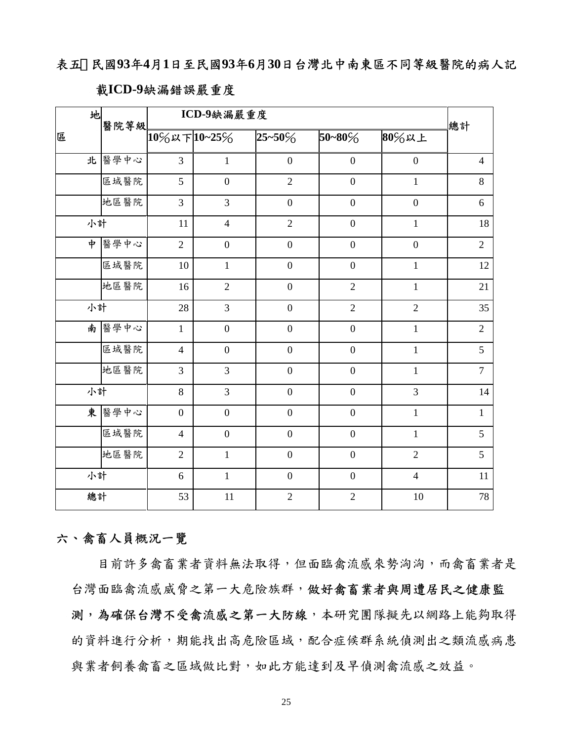表五 民國93年4月1日至民國93年6月30日台灣北中南東區不同等級醫院的病人記載ICD-9缺漏錯誤嚴重度

| 地區 | 醫院等級 | ICD-9缺漏嚴重度 | | | | | 總計 |
|---|---|---|---|---|---|---|---|
| | | 10%以下 | 10~25% | 25~50% | 50~80% | 80%以上 | |
| 北 | 醫學中心 | 3 | 1 | 0 | 0 | 0 | 4 |
| | 區域醫院 | 5 | 0 | 2 | 0 | 1 | 8 |
| | 地區醫院 | 3 | 3 | 0 | 0 | 0 | 6 |
| 小計 | | 11 | 4 | 2 | 0 | 1 | 18 |
| 中 | 醫學中心 | 2 | 0 | 0 | 0 | 0 | 2 |
| | 區域醫院 | 10 | 1 | 0 | 0 | 1 | 12 |
| | 地區醫院 | 16 | 2 | 0 | 2 | 1 | 21 |
| 小計 | | 28 | 3 | 0 | 2 | 2 | 35 |
| 南 | 醫學中心 | 1 | 0 | 0 | 0 | 1 | 2 |
| | 區域醫院 | 4 | 0 | 0 | 0 | 1 | 5 |
| | 地區醫院 | 3 | 3 | 0 | 0 | 1 | 7 |
| 小計 | | 8 | 3 | 0 | 0 | 3 | 14 |
| 東 | 醫學中心 | 0 | 0 | 0 | 0 | 1 | 1 |
| | 區域醫院 | 4 | 0 | 0 | 0 | 1 | 5 |
| | 地區醫院 | 2 | 1 | 0 | 0 | 2 | 5 |
| 小計 | | 6 | 1 | 0 | 0 | 4 | 11 |
| 總計 | | 53 | 11 | 2 | 2 | 10 | 78 |

## 六、禽畜人員概況一覽

目前許多禽畜業者資料無法取得，但面臨禽流感來勢洶洶，而禽畜業者是台灣面臨禽流感威脅之第一大危險族群，**做好禽畜業者與周遭居民之健康監測，為確保台灣不受禽流感之第一大防線**，本研究團隊擬先以網路上能夠取得的資料進行分析，期能找出高危險區域，配合症候群系統偵測出之類流感病患與業者飼養禽畜之區域做比對，如此方能達到及早偵測禽流感之效益。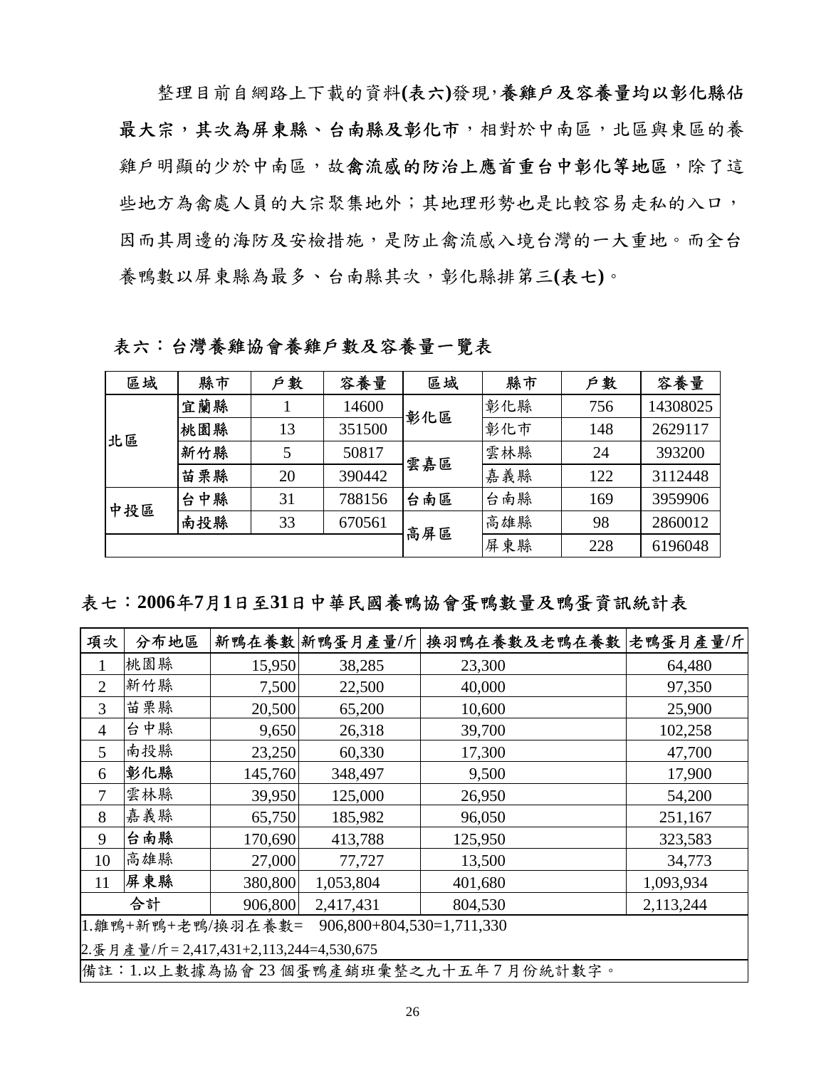整理目前自網路上下載的資料(表六)發現，**養雞戶及容養量均以彰化縣佔最大宗，其次為屏東縣、台南縣及彰化市**，相對於中南區，北區與東區的養雞戶明顯的少於中南區，故**禽流感的防治上應首重台中彰化等地區**，除了這些地方為禽處人員的大宗聚集地外；其地理形勢也是比較容易走私的入口，因而其周邊的海防及安檢措施，是防止禽流感入境台灣的一大重地。而全台養鴨數以屏東縣為最多、台南縣其次，彰化縣排第三**(表七)**。

**表六：台灣養雞協會養雞戶數及容養量一覽表**

| 區域 | 縣市 | 戶數 | 容養量 | 區域 | 縣市 | 戶數 | 容養量 |
|---|---|---|---|---|---|---|---|
| 北區 | 宜蘭縣 | 1 | 14600 | 彰化區 | 彰化縣 | 756 | 14308025 |
| | 桃園縣 | 13 | 351500 | | 彰化市 | 148 | 2629117 |
| | 新竹縣 | 5 | 50817 | 雲嘉區 | 雲林縣 | 24 | 393200 |
| | 苗栗縣 | 20 | 390442 | | 嘉義縣 | 122 | 3112448 |
| 中投區 | 台中縣 | 31 | 788156 | 台南區 | 台南縣 | 169 | 3959906 |
| | 南投縣 | 33 | 670561 | 高屏區 | 高雄縣 | 98 | 2860012 |
| | | | | | 屏東縣 | 228 | 6196048 |

**表七：2006年7月1日至31日中華民國養鴨協會蛋鴨數量及鴨蛋資訊統計表**

| 項次 | 分布地區 | 新鴨在養數 | 新鴨蛋月產量/斤 | 換羽鴨在養數及老鴨在養數 | 老鴨蛋月產量/斤 |
|---|---|---|---|---|---|
| 1 | 桃園縣 | 15,950 | 38,285 | 23,300 | 64,480 |
| 2 | 新竹縣 | 7,500 | 22,500 | 40,000 | 97,350 |
| 3 | 苗栗縣 | 20,500 | 65,200 | 10,600 | 25,900 |
| 4 | 台中縣 | 9,650 | 26,318 | 39,700 | 102,258 |
| 5 | 南投縣 | 23,250 | 60,330 | 17,300 | 47,700 |
| 6 | **彰化縣** | 145,760 | 348,497 | 9,500 | 17,900 |
| 7 | 雲林縣 | 39,950 | 125,000 | 26,950 | 54,200 |
| 8 | 嘉義縣 | 65,750 | 185,982 | 96,050 | 251,167 |
| 9 | **台南縣** | 170,690 | 413,788 | 125,950 | 323,583 |
| 10 | 高雄縣 | 27,000 | 77,727 | 13,500 | 34,773 |
| 11 | **屏東縣** | 380,800 | 1,053,804 | 401,680 | 1,093,934 |
| 合計 | | 906,800 | 2,417,431 | 804,530 | 2,113,244 |
| 1.雛鴨+新鴨+老鴨/換羽在養數= 906,800+804,530=1,711,330 | | | | | |
| 2.蛋月產量/斤= 2,417,431+2,113,244=4,530,675 | | | | | |
| 備註：1.以上數據為協會 23 個蛋鴨產銷班彙整之九十五年 7 月份統計數字。 | | | | | |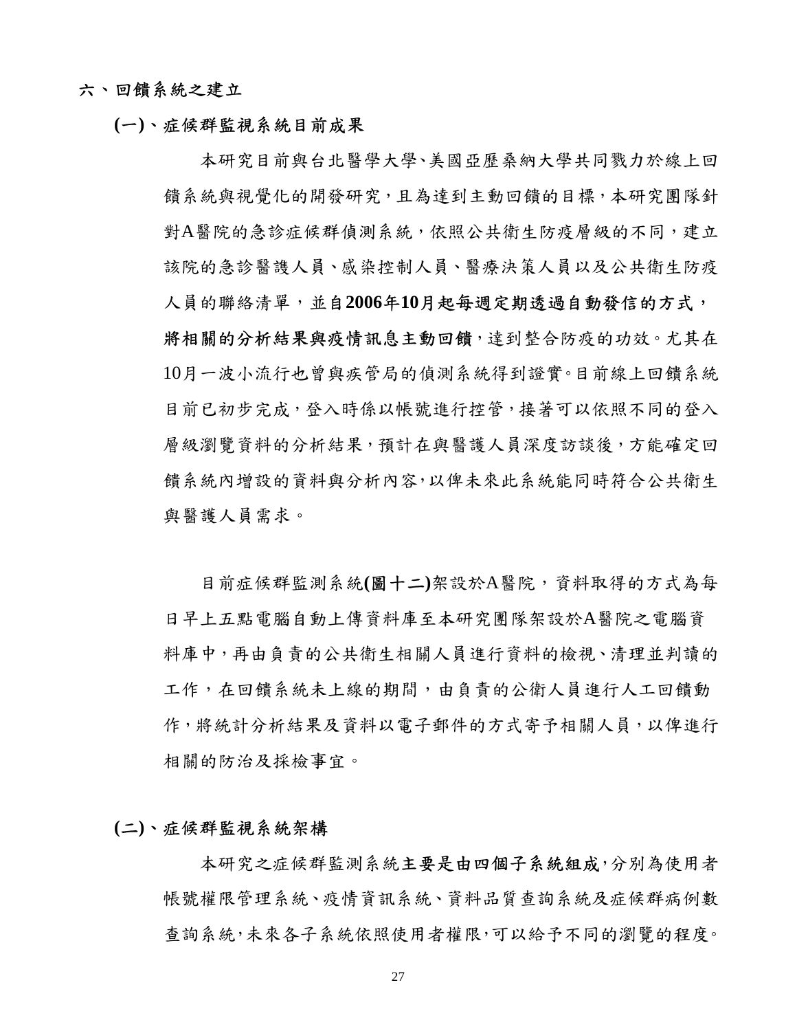## 六、回饋系統之建立

### (一)、症候群監視系統目前成果

本研究目前與台北醫學大學、美國亞歷桑納大學共同戮力於線上回饋系統與視覺化的開發研究，且為達到主動回饋的目標，本研究團隊針對A醫院的急診症候群偵測系統，依照公共衛生防疫層級的不同，建立該院的急診醫護人員、感染控制人員、醫療決策人員以及公共衛生防疫人員的聯絡清單，並**自2006年10月起每週定期透過自動發信的方式，將相關的分析結果與疫情訊息主動回饋**，達到整合防疫的功效。尤其在10月一波小流行也曾與疾管局的偵測系統得到證實。目前線上回饋系統目前已初步完成，登入時係以帳號進行控管，接著可以依照不同的登入層級瀏覽資料的分析結果，預計在與醫護人員深度訪談後，方能確定回饋系統內增設的資料與分析內容，以俾未來此系統能同時符合公共衛生與醫護人員需求。

目前症候群監測系統**(圖十二)**架設於A醫院，資料取得的方式為每日早上五點電腦自動上傳資料庫至本研究團隊架設於A醫院之電腦資料庫中，再由負責的公共衛生相關人員進行資料的檢視、清理並判讀的工作，在回饋系統未上線的期間，由負責的公衛人員進行人工回饋動作，將統計分析結果及資料以電子郵件的方式寄予相關人員，以俾進行相關的防治及採檢事宜。

### (二)、症候群監視系統架構

本研究之症候群監測系統**主要是由四個子系統組成**，分別為使用者帳號權限管理系統、疫情資訊系統、資料品質查詢系統及症候群病例數查詢系統，未來各子系統依照使用者權限，可以給予不同的瀏覽的程度。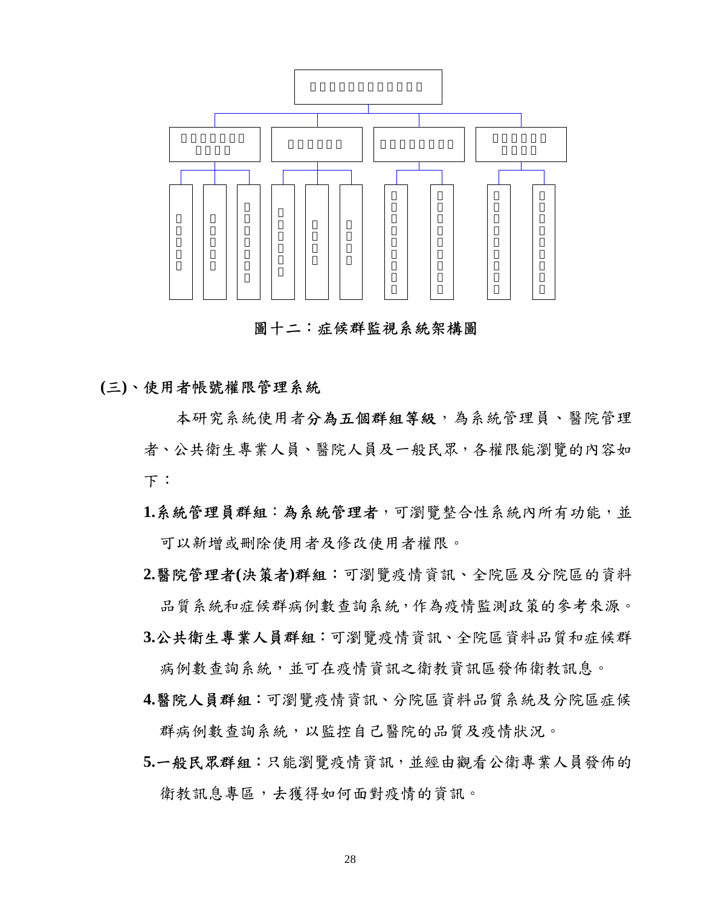圖十二：症候群監視系統架構圖

**(三)、使用者帳號權限管理系統**

本研究系統使用者**分為五個群組等級**，為系統管理員、醫院管理者、公共衛生專業人員、醫院人員及一般民眾，各權限能瀏覽的內容如下：

**1.系統管理員群組：為系統管理者**，可瀏覽整合性系統內所有功能，並可以新增及刪除使用者及修改使用者權限。

**2.醫院管理者(決策者)群組**：可瀏覽疫情資訊、全院區及分院區的資料品質系統和症候群病例數查詢系統，作為疫情監測政策的參考來源。

**3.公共衛生專業人員群組**：可瀏覽疫情資訊、全院區資料品質和症候群病例數查詢系統，並可在疫情資訊之衛教資訊區發佈衛教訊息。

**4.醫院人員群組**：可瀏覽疫情資訊、分院區資料品質系統及分院區症候群病例數查詢系統，以監控自己醫院的品質及疫情狀況。

**5.一般民眾群組**：只能瀏覽疫情資訊，並經由觀看公衛專業人員發佈的衛教訊息專區，去獲得如何面對疫情的資訊。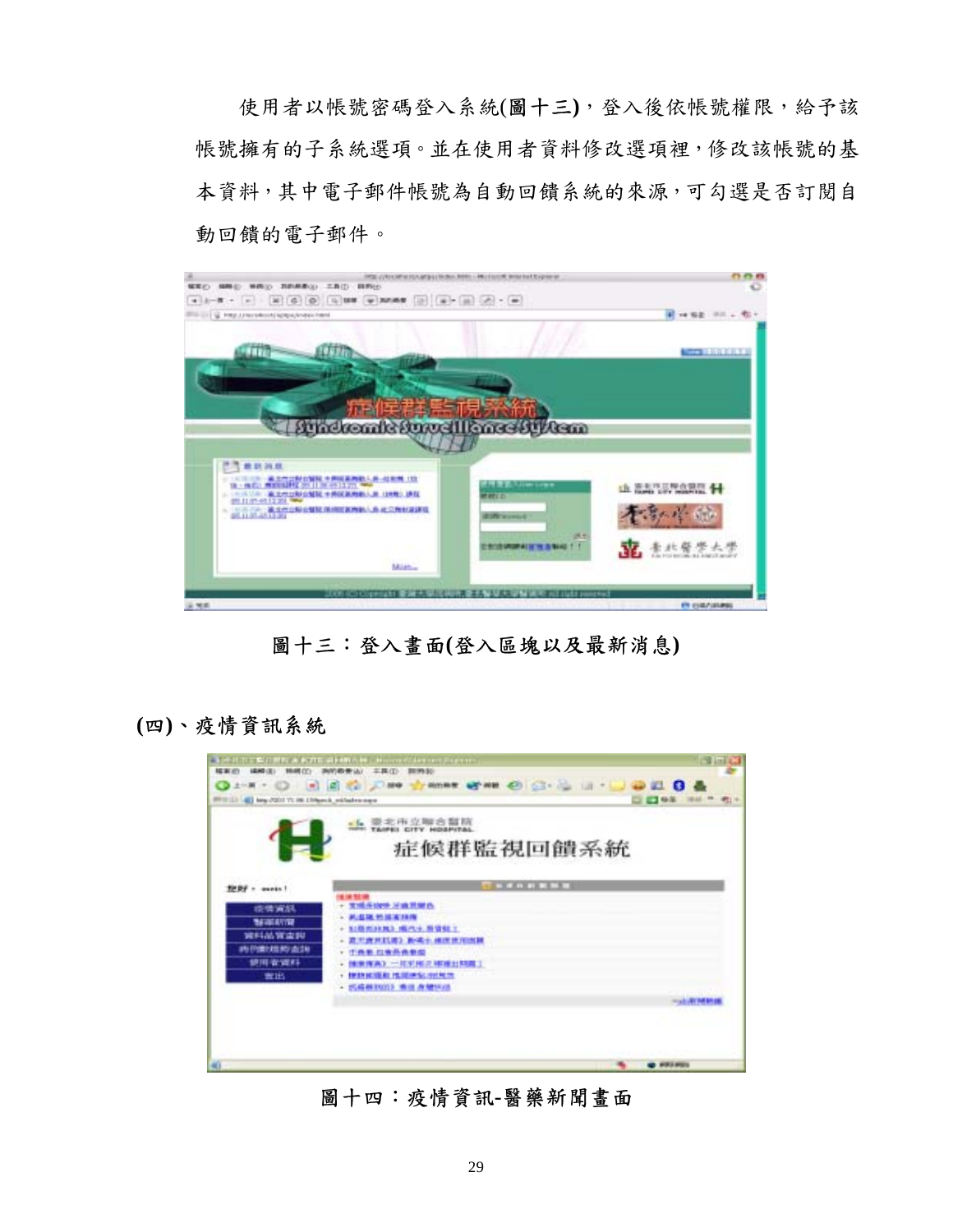使用者以帳號密碼登入系統(圖十三)，登入後依帳號權限，給予該帳號擁有的子系統選項。並在使用者資料修改選項裡，修改該帳號的基本資料，其中電子郵件帳號為自動回饋系統的來源，可勾選是否訂閱自動回饋的電子郵件。

圖十三：登入畫面(登入區塊以及最新消息)

## (四)、疫情資訊系統

圖十四：疫情資訊-醫藥新聞畫面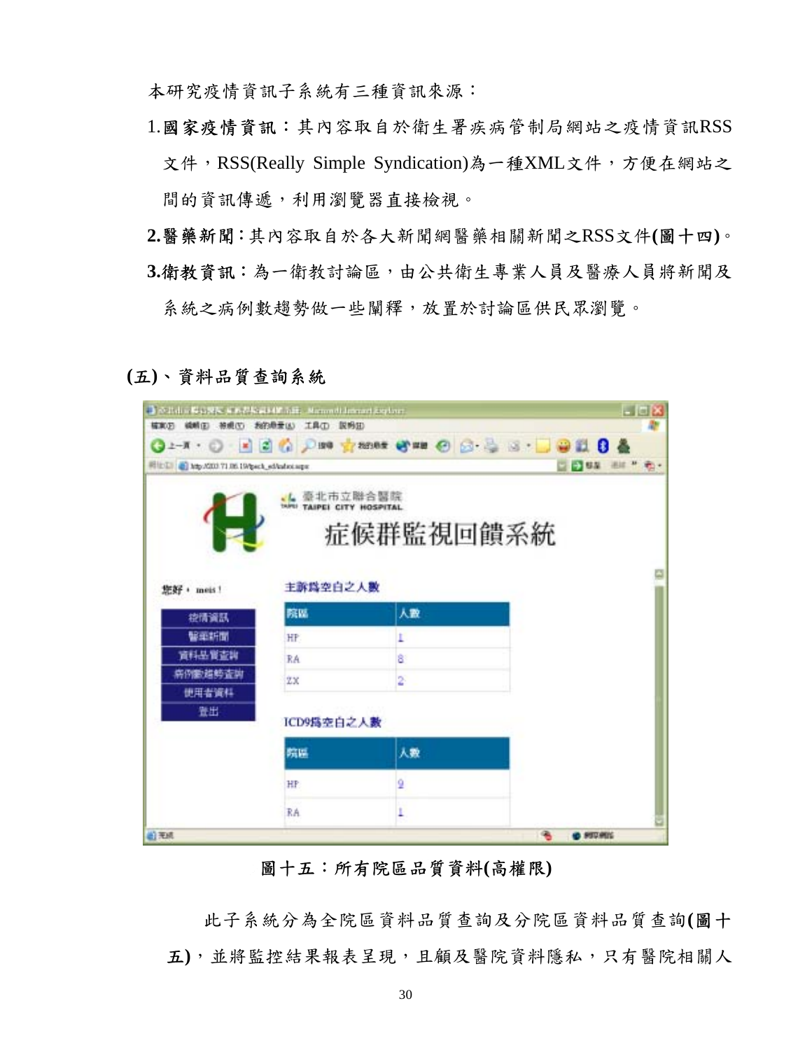本研究疫情資訊子系統有三種資訊來源：

1.**國家疫情資訊**：其內容取自於衛生署疾病管制局網站之疫情資訊RSS文件，RSS(Really Simple Syndication)為一種XML文件，方便在網站之間的資訊傳遞，利用瀏覽器直接檢視。

**2.醫藥新聞**：其內容取自於各大新聞網醫藥相關新聞之RSS文件**(圖十四)**。

**3.衛教資訊**：為一衛教討論區，由公共衛生專業人員及醫療人員將新聞及系統之病例數趨勢做一些闡釋，放置於討論區供民眾瀏覽。

## (五)、資料品質查詢系統

圖十五：所有院區品質資料(高權限)

此子系統分為全院區資料品質查詢及分院區資料品質查詢**(圖十五)**，並將監控結果報表呈現，且顧及醫院資料隱私，只有醫院相關人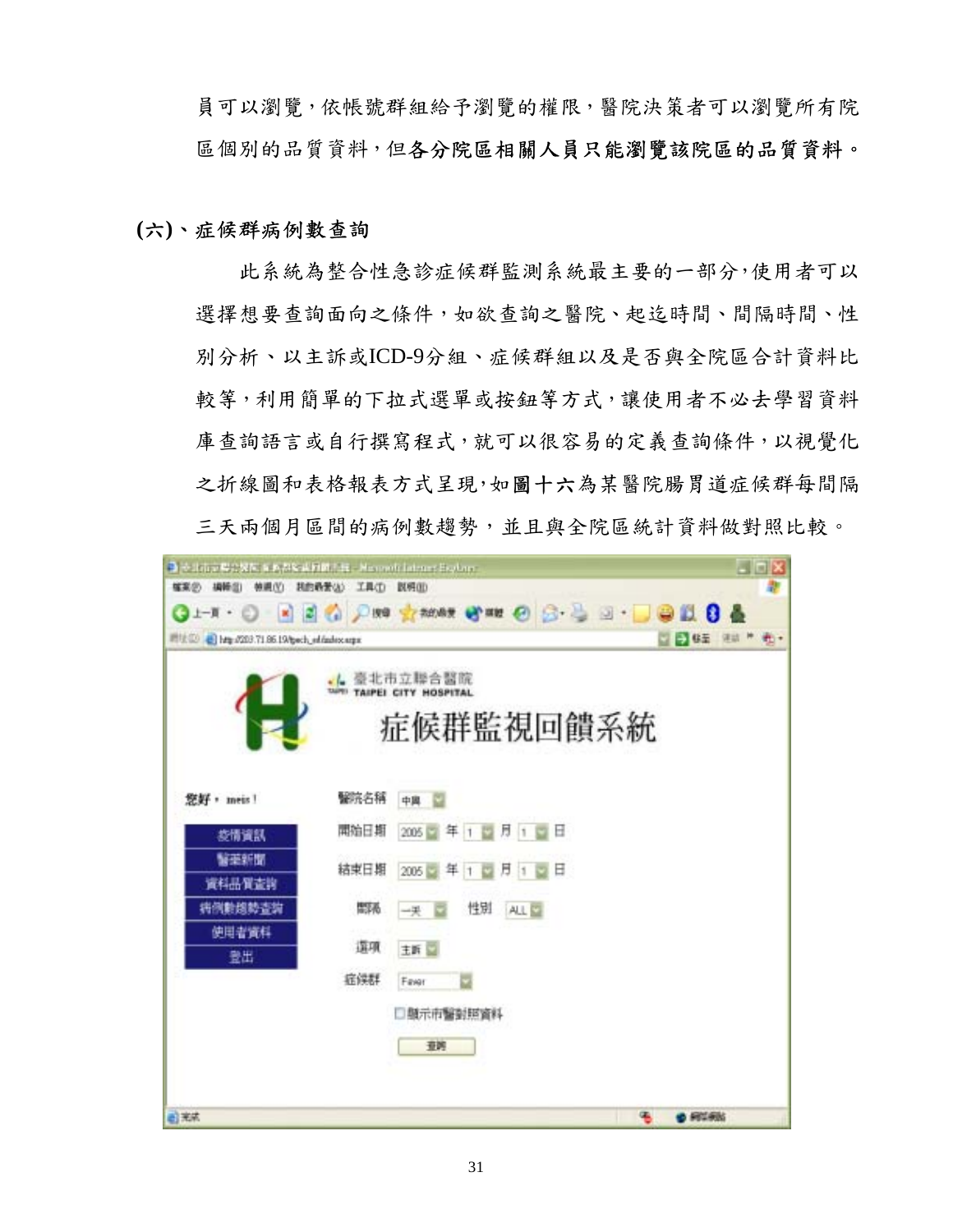員可以瀏覽，依帳號群組給予瀏覽的權限，醫院決策者可以瀏覽所有院區個別的品質資料，但**各分院區相關人員只能瀏覽該院區的品質資料。**

### (六)、症候群病例數查詢

此系統為整合性急診症候群監測系統最主要的一部分，使用者可以選擇想要查詢面向之條件，如欲查詢之醫院、起迄時間、間隔時間、性別分析、以主訴或ICD-9分組、症候群組以及是否與全院區合計資料比較等，利用簡單的下拉式選單或按鈕等方式，讓使用者不必去學習資料庫查詢語言或自行撰寫程式，就可以很容易的定義查詢條件，以視覺化之折線圖和表格報表方式呈現，如**圖十六**為某醫院腸胃道症候群每間隔三天兩個月區間的病例數趨勢，並且與全院區統計資料做對照比較。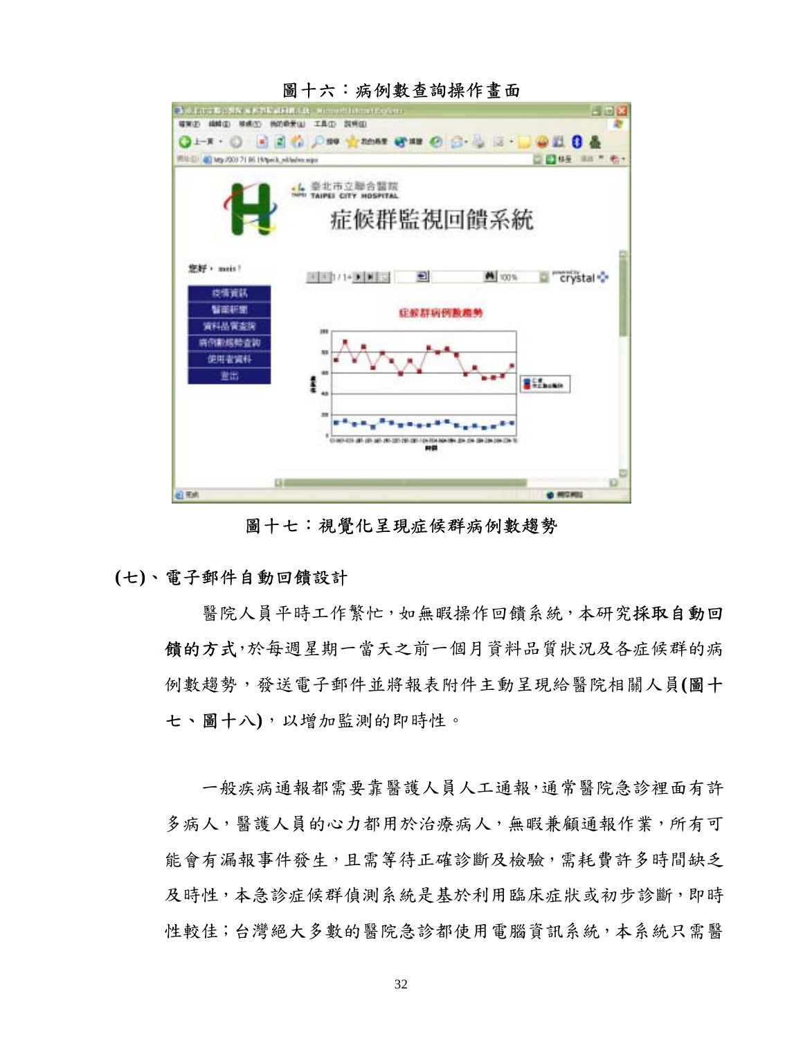圖十六：病例數查詢操作畫面

圖十七：視覺化呈現症候群病例數趨勢

**(七)、電子郵件自動回饋設計**

醫院人員平時工作繁忙，如無暇操作回饋系統，本研究**採取自動回饋的方式**，於每週星期一當天之前一個月資料品質狀況及各症候群的病例數趨勢，發送電子郵件並將報表附件主動呈現給醫院相關人員**(圖十七、圖十八)**，以增加監測的即時性。

一般疾病通報都需要靠醫護人員人工通報，通常醫院急診裡面有許多病人，醫護人員的心力都用於治療病人，無暇兼顧通報作業，所有可能會有漏報事件發生，且需等待正確診斷及檢驗，需耗費許多時間缺乏及時性，本急診症候群偵測系統是基於利用臨床症狀或初步診斷，即時性較佳；台灣絕大多數的醫院急診都使用電腦資訊系統，本系統只需醫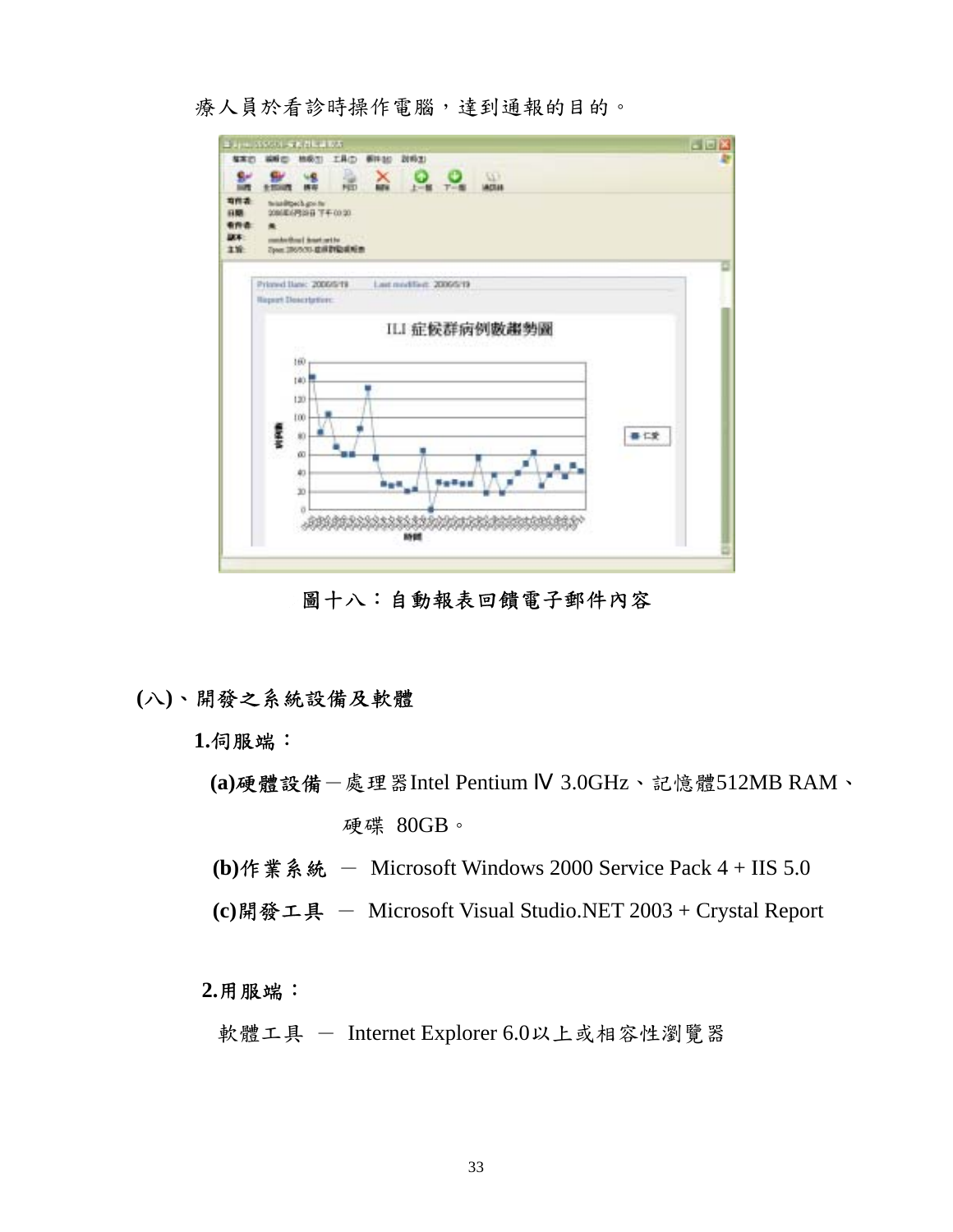療人員於看診時操作電腦，達到通報的目的。

圖十八：自動報表回饋電子郵件內容

## (八)、開發之系統設備及軟體

**1.伺服端：**

**(a)硬體設備**－處理器Intel Pentium Ⅳ 3.0GHz、記憶體512MB RAM、硬碟 80GB。

**(b)作業系統** － Microsoft Windows 2000 Service Pack 4 + IIS 5.0

**(c)開發工具** － Microsoft Visual Studio.NET 2003 + Crystal Report

**2.用服端：**

軟體工具 － Internet Explorer 6.0以上或相容性瀏覽器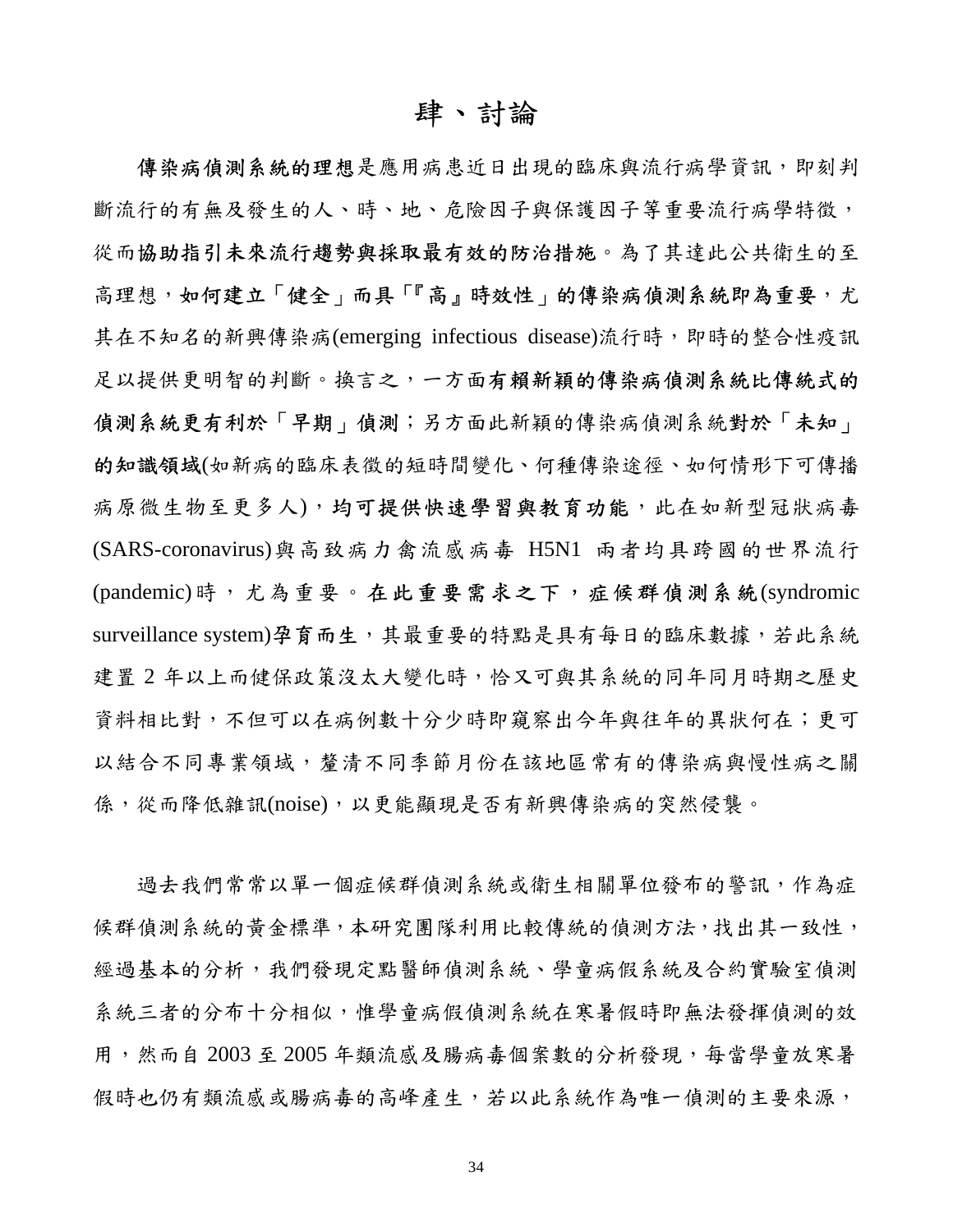# 肆、討論

**傳染病偵測系統的理想**是應用病患近日出現的臨床與流行病學資訊，即刻判斷流行的有無及發生的人、時、地、危險因子與保護因子等重要流行病學特徵，從而**協助指引未來流行趨勢與採取最有效的防治措施**。為了其達此公共衛生的至高理想，**如何建立「健全」而具「『高』時效性」的傳染病偵測系統即為重要**，尤其在不知名的新興傳染病(emerging infectious disease)流行時，即時的整合性疫訊足以提供更明智的判斷。換言之，一方面**有賴新穎的傳染病偵測系統比傳統式的偵測系統更有利於「早期」偵測**；另方面此新穎的傳染病偵測系統**對於「未知」的知識領域**(如新病的臨床表徵的短時間變化、何種傳染途徑、如何情形下可傳播病原微生物至更多人)，**均可提供快速學習與教育功能**，此在如新型冠狀病毒(SARS-coronavirus)與高致病力禽流感病毒 H5N1 兩者均具跨國的世界流行(pandemic)時，尤為重要。**在此重要需求之下，症候群偵測系統**(syndromic surveillance system)**孕育而生**，其最重要的特點是具有每日的臨床數據，若此系統建置 2 年以上而健保政策沒太大變化時，恰又可與其系統的同年同月時期之歷史資料相比對，不但可以在病例數十分少時即窺察出今年與往年的異狀何在；更可以結合不同專業領域，釐清不同季節月份在該地區常有的傳染病與慢性病之關係，從而降低雜訊(noise)，以更能顯現是否有新興傳染病的突然侵襲。

過去我們常常以單一個症候群偵測系統或衛生相關單位發布的警訊，作為症候群偵測系統的黃金標準，本研究團隊利用比較傳統的偵測方法，找出其一致性，經過基本的分析，我們發現定點醫師偵測系統、學童病假系統及合約實驗室偵測系統三者的分布十分相似，惟學童病假偵測系統在寒暑假時即無法發揮偵測的效用，然而自 2003 至 2005 年類流感及腸病毒個案數的分析發現，每當學童放寒暑假時也仍有類流感或腸病毒的高峰產生，若以此系統作為唯一偵測的主要來源，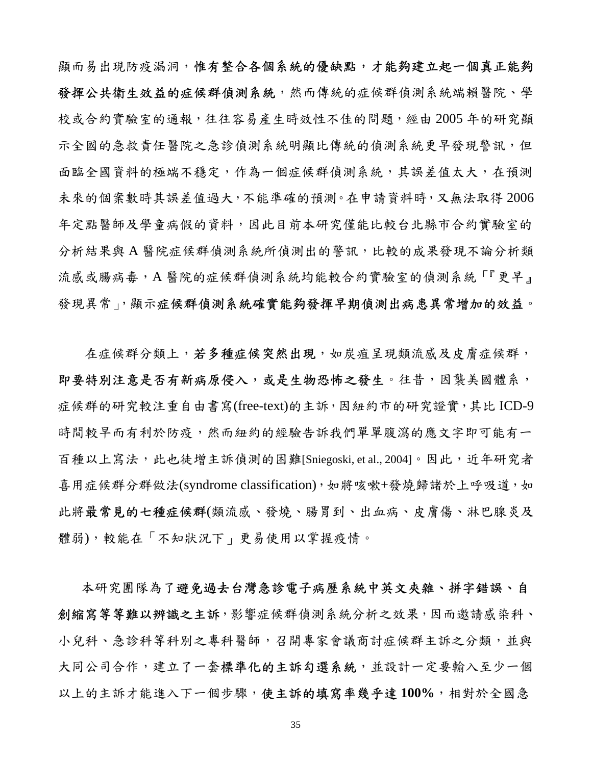顯而易出現防疫漏洞，**惟有整合各個系統的優缺點，才能夠建立起一個真正能夠發揮公共衛生效益的症候群偵測系統**，然而傳統的症候群偵測系統端賴醫院、學校或合約實驗室的通報，往往容易產生時效性不佳的問題，經由 2005 年的研究顯示全國的急救責任醫院之急診偵測系統明顯比傳統的偵測系統更早發現警訊，但面臨全國資料的極端不穩定，作為一個症候群偵測系統，其誤差值太大，在預測未來的個案數時其誤差值過大，不能準確的預測。在申請資料時，又無法取得 2006 年定點醫師及學童病假的資料，因此目前本研究僅能比較台北縣市合約實驗室的分析結果與 A 醫院症候群偵測系統所偵測出的警訊，比較的成果發現不論分析類流感或腸病毒，A 醫院的症候群偵測系統均能較合約實驗室的偵測系統「『更早』發現異常」，顯示**症候群偵測系統確實能夠發揮早期偵測出病患異常增加的效益**。

在症候群分類上，**若多種症候突然出現**，如炭疽呈現類流感及皮膚症候群，**即要特別注意是否有新病原侵入，或是生物恐怖之發生**。往昔，因襲美國體系，症候群的研究較注重自由書寫(free-text)的主訴，因紐約市的研究證實，其比 ICD-9 時間較早而有利於防疫，然而紐約的經驗告訴我們單單腹瀉的應文字即可能有一百種以上寫法，此也徒增主訴偵測的困難[Sniegoski, et al., 2004]。因此，近年研究者喜用症候群分群做法(syndrome classification)，如將咳嗽+發燒歸諸於上呼吸道，如此將**最常見的七種症候群**(類流感、發燒、腸胃到、出血病、皮膚傷、淋巴腺炎及體弱)，較能在「不知狀況下」更易使用以掌握疫情。

本研究團隊為了**避免過去台灣急診電子病歷系統中英文夾雜、拼字錯誤、自創縮寫等等難以辨識之主訴**，影響症候群偵測系統分析之效果，因而邀請感染科、小兒科、急診科等科別之專科醫師，召開專家會議商討症候群主訴之分類，並與大同公司合作，建立了一套**標準化的主訴勾選系統**，並設計一定要輸入至少一個以上的主訴才能進入下一個步驟，**使主訴的填寫率幾乎達 100%**，相對於全國急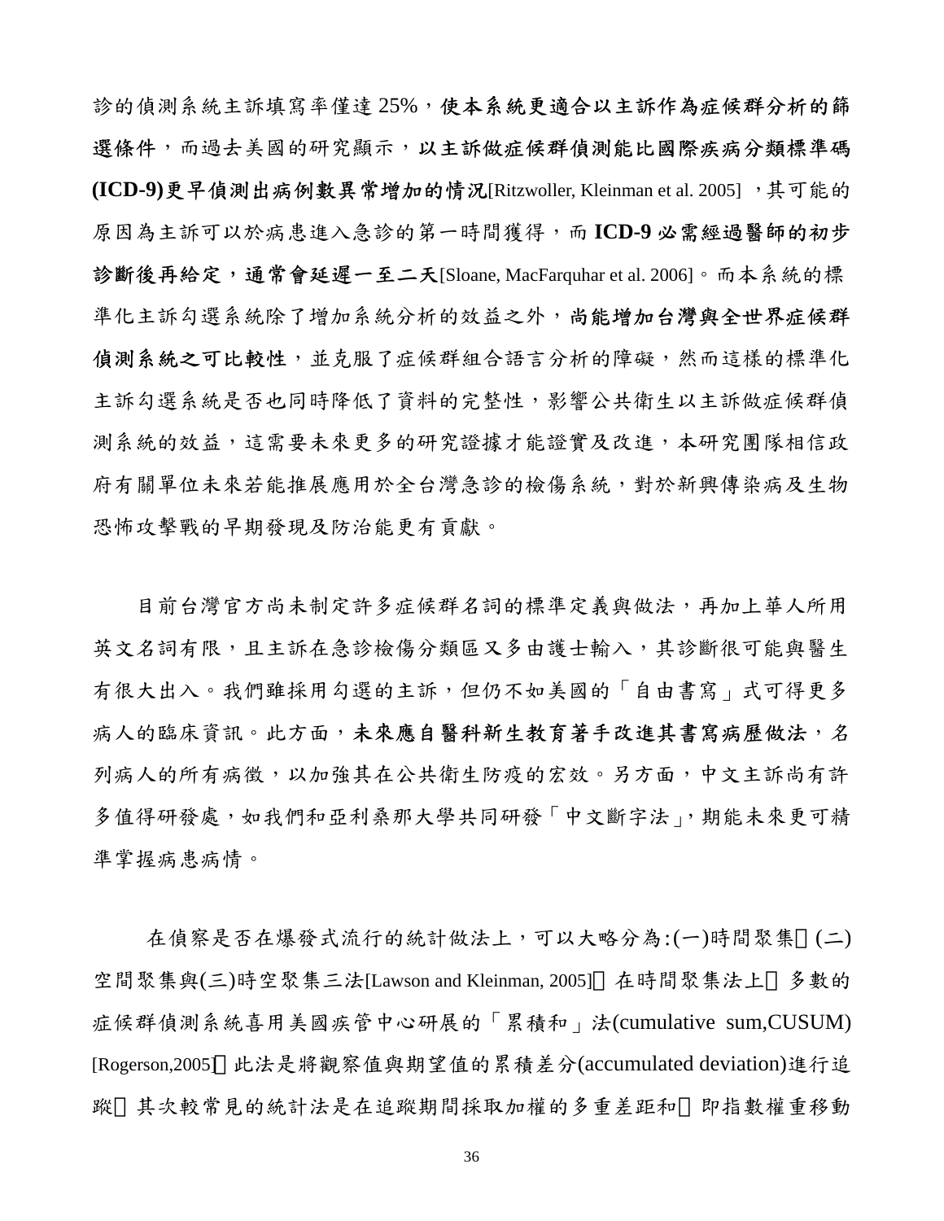診的偵測系統主訴填寫率僅達 25%，**使本系統更適合以主訴作為症候群分析的篩選條件**，而過去美國的研究顯示，**以主訴做症候群偵測能比國際疾病分類標準碼(ICD-9)更早偵測出病例數異常增加的情況**[Ritzwoller, Kleinman et al. 2005] ，其可能的原因為主訴可以於病患進入急診的第一時間獲得，而 **ICD-9 必需經過醫師的初步診斷後再給定，通常會延遲一至二天**[Sloane, MacFarquhar et al. 2006]。而本系統的標準化主訴勾選系統除了增加系統分析的效益之外，**尚能增加台灣與全世界症候群偵測系統之可比較性**，並克服了症候群組合語言分析的障礙，然而這樣的標準化主訴勾選系統是否也同時降低了資料的完整性，影響公共衛生以主訴做症候群偵測系統的效益，這需要未來更多的研究證據才能證實及改進，本研究團隊相信政府有關單位未來若能推展應用於全台灣急診的檢傷系統，對於新興傳染病及生物恐怖攻擊戰的早期發現及防治能更有貢獻。

目前台灣官方尚未制定許多症候群名詞的標準定義與做法，再加上華人所用英文名詞有限，且主訴在急診檢傷分類區又多由護士輸入，其診斷很可能與醫生有很大出入。我們雖採用勾選的主訴，但仍不如美國的「自由書寫」式可得更多病人的臨床資訊。此方面，**未來應自醫科新生教育著手改進其書寫病歷做法**，名列病人的所有病徵，以加強其在公共衛生防疫的宏效。另方面，中文主訴尚有許多值得研發處，如我們和亞利桑那大學共同研發「中文斷字法」，期能未來更可精準掌握病患病情。

在偵察是否在爆發式流行的統計做法上，可以大略分為:(一)時間聚集、(二)空間聚集與(三)時空聚集三法[Lawson and Kleinman, 2005]。在時間聚集法上，多數的症候群偵測系統喜用美國疾管中心研展的「累積和」法(cumulative sum,CUSUM)[Rogerson,2005]，此法是將觀察值與期望值的累積差分(accumulated deviation)進行追蹤。其次較常見的統計法是在追蹤期間採取加權的多重差距和，即指數權重移動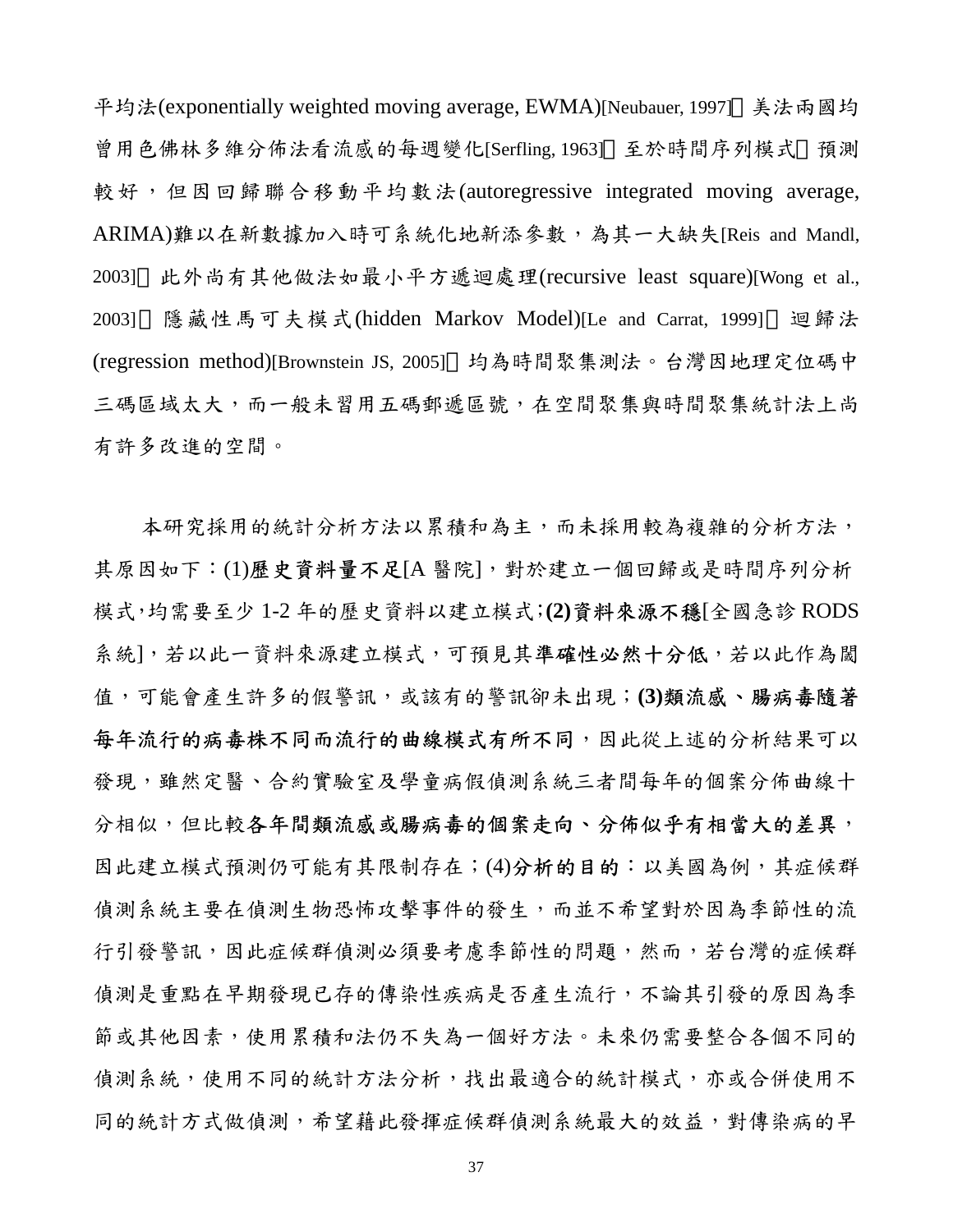平均法(exponentially weighted moving average, EWMA)[Neubauer, 1997]，美法兩國均曾用色佛林多維分佈法看流感的每週變化[Serfling, 1963]，至於時間序列模式，預測較好，但因回歸聯合移動平均數法(autoregressive integrated moving average, ARIMA)難以在新數據加入時可系統化地新添參數，為其一大缺失[Reis and Mandl, 2003]，此外尚有其他做法如最小平方遞迴處理(recursive least square)[Wong et al., 2003]，隱藏性馬可夫模式(hidden Markov Model)[Le and Carrat, 1999]，迴歸法(regression method)[Brownstein JS, 2005]，均為時間聚集測法。台灣因地理定位碼中三碼區域太大，而一般未習用五碼郵遞區號，在空間聚集與時間聚集統計法上尚有許多改進的空間。

本研究採用的統計分析方法以累積和為主，而未採用較為複雜的分析方法，其原因如下：(1)**歷史資料量不足**[A 醫院]，對於建立一個回歸或是時間序列分析模式,均需要至少 1-2 年的歷史資料以建立模式;**(2)資料來源不穩**[全國急診 RODS 系統]，若以此一資料來源建立模式，可預見其**準確性必然十分低**，若以此作為閾值，可能會產生許多的假警訊，或該有的警訊卻未出現；**(3)類流感、腸病毒隨著每年流行的病毒株不同而流行的曲線模式有所不同**，因此從上述的分析結果可以發現，雖然定醫、合約實驗室及學童病假偵測系統三者間每年的個案分佈曲線十分相似，但比較**各年間類流感或腸病毒的個案走向、分佈似乎有相當大的差異**，因此建立模式預測仍可能有其限制存在；(4)**分析的目的**：以美國為例，其症候群偵測系統主要在偵測生物恐怖攻擊事件的發生，而並不希望對於因為季節性的流行引發警訊，因此症候群偵測必須要考慮季節性的問題，然而，若台灣的症候群偵測是重點在早期發現已存的傳染性疾病是否產生流行，不論其引發的原因為季節或其他因素，使用累積和法仍不失為一個好方法。未來仍需要整合各個不同的偵測系統，使用不同的統計方法分析，找出最適合的統計模式，亦或合併使用不同的統計方式做偵測，希望藉此發揮症候群偵測系統最大的效益，對傳染病的早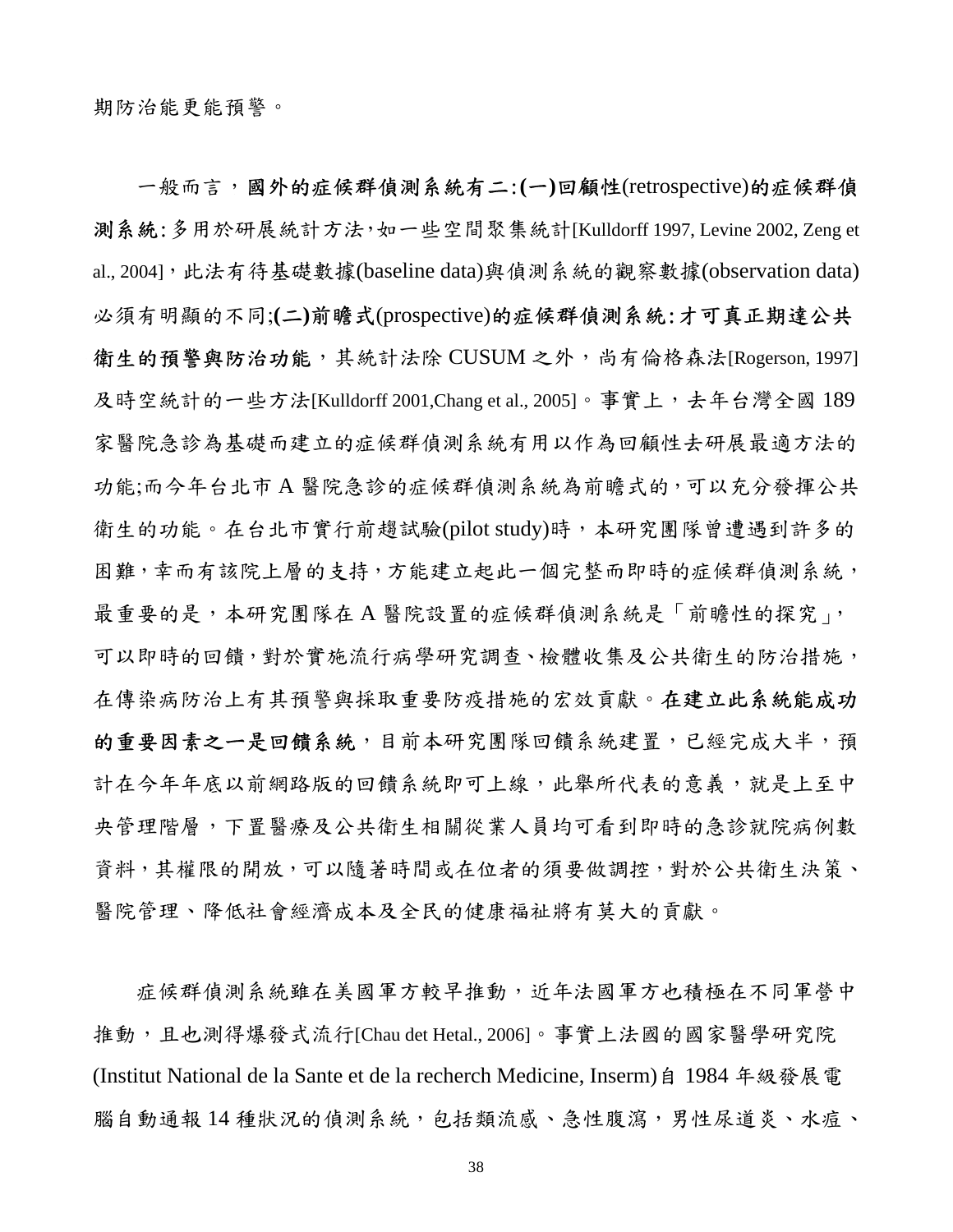期防治能更能預警。

一般而言，**國外的症候群偵測系統有二:(一)回顧性**(retrospective)**的症候群偵測系統:**多用於研展統計方法,如一些空間聚集統計[Kulldorff 1997, Levine 2002, Zeng et al., 2004]，此法有待基礎數據(baseline data)與偵測系統的觀察數據(observation data)必須有明顯的不同;**(二)前瞻式**(prospective)**的症候群偵測系統:才可真正期達公共衛生的預警與防治功能**，其統計法除 CUSUM 之外，尚有倫格森法[Rogerson, 1997]及時空統計的一些方法[Kulldorff 2001,Chang et al., 2005]。事實上，去年台灣全國 189 家醫院急診為基礎而建立的症候群偵測系統有用以作為回顧性去研展最適方法的功能;而今年台北市 A 醫院急診的症候群偵測系統為前瞻式的,可以充分發揮公共衛生的功能。在台北市實行前趨試驗(pilot study)時，本研究團隊曾遭遇到許多的困難,幸而有該院上層的支持,方能建立起此一個完整而即時的症候群偵測系統，最重要的是，本研究團隊在 A 醫院設置的症候群偵測系統是「前瞻性的探究」,可以即時的回饋,對於實施流行病學研究調查、檢體收集及公共衛生的防治措施，在傳染病防治上有其預警與採取重要防疫措施的宏效貢獻。**在建立此系統能成功的重要因素之一是回饋系統**，目前本研究團隊回饋系統建置，已經完成大半，預計在今年年底以前網路版的回饋系統即可上線，此舉所代表的意義，就是上至中央管理階層，下置醫療及公共衛生相關從業人員均可看到即時的急診就院病例數資料,其權限的開放,可以隨著時間或在位者的須要做調控,對於公共衛生決策、醫院管理、降低社會經濟成本及全民的健康福祉將有莫大的貢獻。

症候群偵測系統雖在美國軍方較早推動，近年法國軍方也積極在不同軍營中推動，且也測得爆發式流行[Chau det Hetal., 2006]。事實上法國的國家醫學研究院(Institut National de la Sante et de la recherch Medicine, Inserm)自 1984 年級發展電腦自動通報 14 種狀況的偵測系統，包括類流感、急性腹瀉，男性尿道炎、水痘、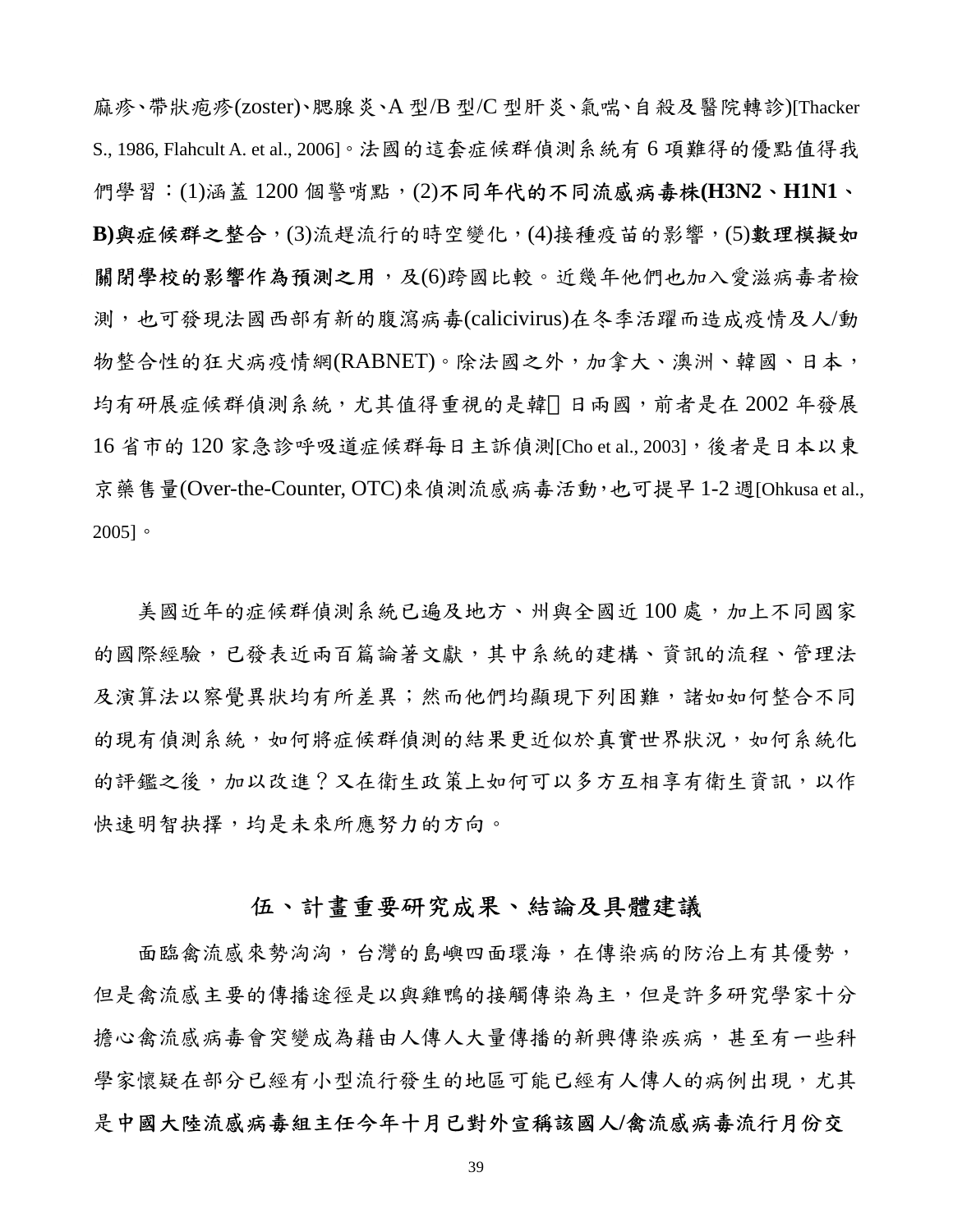痲疹、帶狀疱疹(zoster)、腮腺炎、A 型/B 型/C 型肝炎、氣喘、自殺及醫院轉診)[Thacker S., 1986, Flahcult A. et al., 2006]。法國的這套症候群偵測系統有 6 項難得的優點值得我們學習：(1)涵蓋 1200 個警哨點，(2)**不同年代的不同流感病毒株(H3N2、H1N1、B)與症候群之整合**，(3)流趕流行的時空變化，(4)接種疫苗的影響，(5)**數理模擬如關閉學校的影響作為預測之用**，及(6)跨國比較。近幾年他們也加入愛滋病毒者檢測，也可發現法國西部有新的腹瀉病毒(calicivirus)在冬季活躍而造成疫情及人/動物整合性的狂犬病疫情網(RABNET)。除法國之外，加拿大、澳洲、韓國、日本，均有研展症候群偵測系統，尤其值得重視的是韓 日兩國，前者是在 2002 年發展 16 省市的 120 家急診呼吸道症候群每日主訴偵測[Cho et al., 2003]，後者是日本以東京藥售量(Over-the-Counter, OTC)來偵測流感病毒活動，也可提早 1-2 週[Ohkusa et al., 2005]。

美國近年的症候群偵測系統已遍及地方、州與全國近 100 處，加上不同國家的國際經驗，已發表近兩百篇論著文獻，其中系統的建構、資訊的流程、管理法及演算法以察覺異狀均有所差異；然而他們均顯現下列困難，諸如如何整合不同的現有偵測系統，如何將症候群偵測的結果更近似於真實世界狀況，如何系統化的評鑑之後，加以改進？又在衛生政策上如何可以多方互相享有衛生資訊，以作快速明智抉擇，均是未來所應努力的方向。

## 伍、計畫重要研究成果、結論及具體建議

面臨禽流感來勢洶洶，台灣的島嶼四面環海，在傳染病的防治上有其優勢，但是禽流感主要的傳播途徑是以與雞鴨的接觸傳染為主，但是許多研究學家十分擔心禽流感病毒會突變成為藉由人傳人大量傳播的新興傳染疾病，甚至有一些科學家懷疑在部分已經有小型流行發生的地區可能已經有人傳人的病例出現，尤其是**中國大陸流感病毒組主任今年十月已對外宣稱該國人/禽流感病毒流行月份交**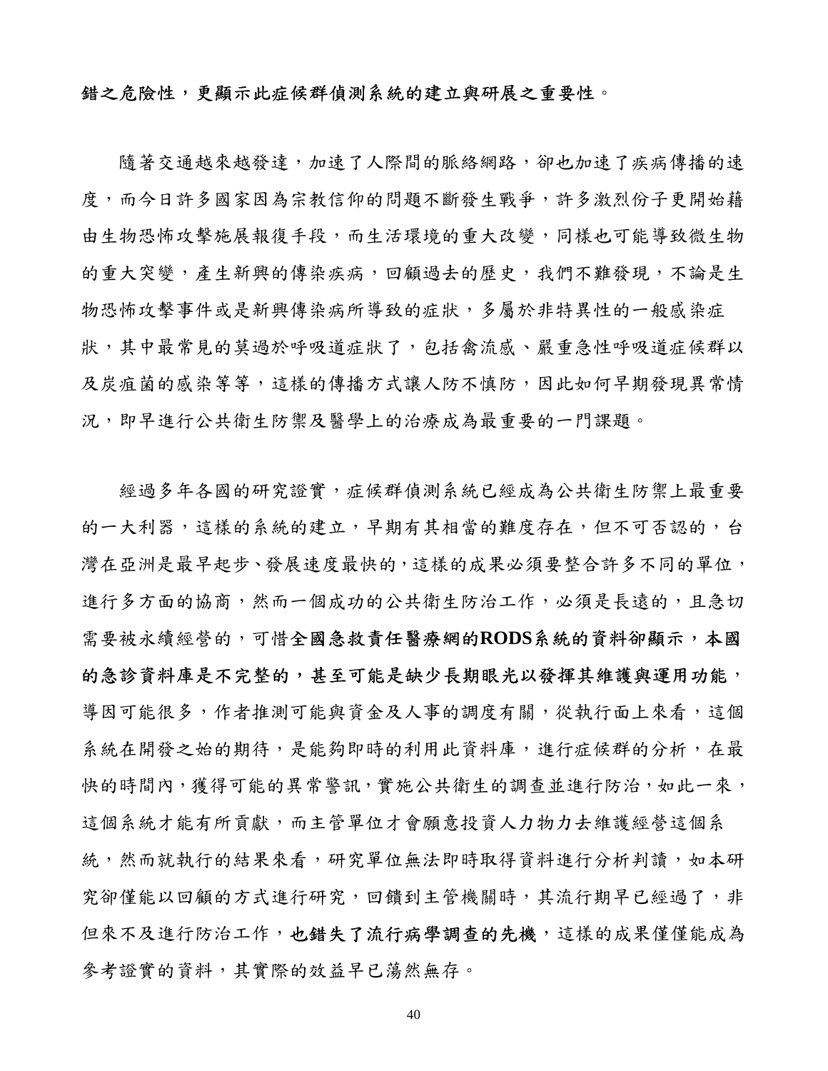**錯之危險性，更顯示此症候群偵測系統的建立與研展之重要性。**

隨著交通越來越發達，加速了人際間的脈絡網路，卻也加速了疾病傳播的速度，而今日許多國家因為宗教信仰的問題不斷發生戰爭，許多激烈份子更開始藉由生物恐怖攻擊施展報復手段，而生活環境的重大改變，同樣也可能導致微生物的重大突變，產生新興的傳染疾病，回顧過去的歷史，我們不難發現，不論是生物恐怖攻擊事件或是新興傳染病所導致的症狀，多屬於非特異性的一般感染症狀，其中最常見的莫過於呼吸道症狀了，包括禽流感、嚴重急性呼吸道症候群以及炭疽菌的感染等等，這樣的傳播方式讓人防不慎防，因此如何早期發現異常情況，即早進行公共衛生防禦及醫學上的治療成為最重要的一門課題。

經過多年各國的研究證實，症候群偵測系統已經成為公共衛生防禦上最重要的一大利器，這樣的系統的建立，早期有其相當的難度存在，但不可否認的，台灣在亞洲是最早起步、發展速度最快的，這樣的成果必須要整合許多不同的單位，進行多方面的協商，然而一個成功的公共衛生防治工作，必須是長遠的，且急切需要被永續經營的，可惜**全國急救責任醫療網的RODS系統的資料卻顯示，本國的急診資料庫是不完整的，甚至可能是缺少長期眼光以發揮其維護與運用功能**，導因可能很多，作者推測可能與資金及人事的調度有關，從執行面上來看，這個系統在開發之始的期待，是能夠即時的利用此資料庫，進行症候群的分析，在最快的時間內，獲得可能的異常警訊，實施公共衛生的調查並進行防治，如此一來，這個系統才能有所貢獻，而主管單位才會願意投資人力物力去維護經營這個系統，然而就執行的結果來看，研究單位無法即時取得資料進行分析判讀，如本研究卻僅能以回顧的方式進行研究，回饋到主管機關時，其流行期早已經過了，非但來不及進行防治工作，**也錯失了流行病學調查的先機**，這樣的成果僅僅能成為參考證實的資料，其實際的效益早已蕩然無存。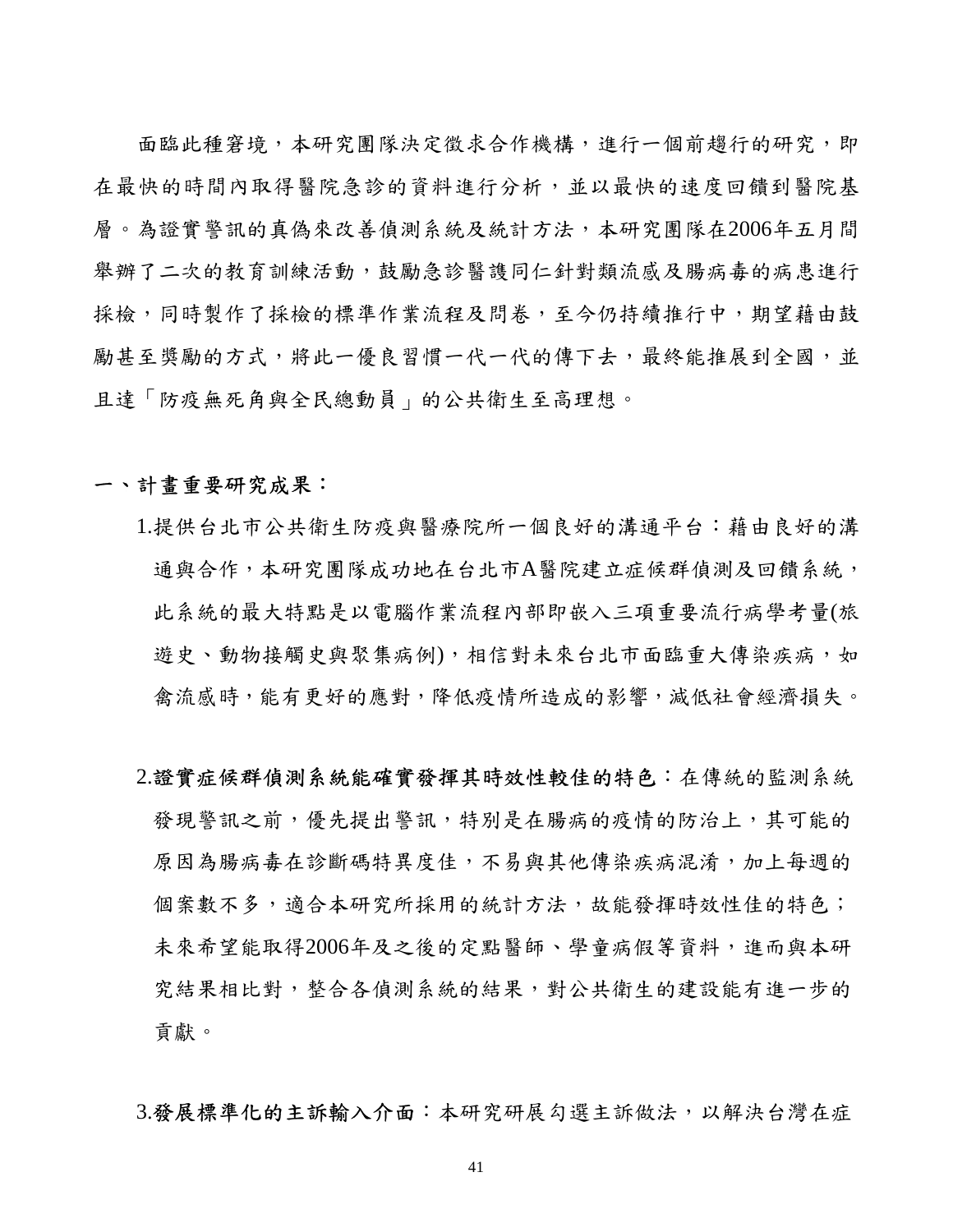面臨此種窘境，本研究團隊決定徵求合作機構，進行一個前趨行的研究，即在最快的時間內取得醫院急診的資料進行分析，並以最快的速度回饋到醫院基層。為證實警訊的真偽來改善偵測系統及統計方法，本研究團隊在2006年五月間舉辦了二次的教育訓練活動，鼓勵急診醫護同仁針對類流感及腸病毒的病患進行採檢，同時製作了採檢的標準作業流程及問卷，至今仍持續推行中，期望藉由鼓勵甚至獎勵的方式，將此一優良習慣一代一代的傳下去，最終能推展到全國，並且達「防疫無死角與全民總動員」的公共衛生至高理想。

## 一、計畫重要研究成果：

1.提供台北市公共衛生防疫與醫療院所一個良好的溝通平台：藉由良好的溝通與合作，本研究團隊成功地在台北市A醫院建立症候群偵測及回饋系統，此系統的最大特點是以電腦作業流程內部即嵌入三項重要流行病學考量(旅遊史、動物接觸史與聚集病例)，相信對未來台北市面臨重大傳染疾病，如禽流感時，能有更好的應對，降低疫情所造成的影響，減低社會經濟損失。

2.**證實症候群偵測系統能確實發揮其時效性較佳的特色**：在傳統的監測系統發現警訊之前，優先提出警訊，特別是在腸病的疫情的防治上，其可能的原因為腸病毒在診斷碼特異度佳，不易與其他傳染疾病混淆，加上每週的個案數不多，適合本研究所採用的統計方法，故能發揮時效性佳的特色；未來希望能取得2006年及之後的定點醫師、學童病假等資料，進而與本研究結果相比對，整合各偵測系統的結果，對公共衛生的建設能有進一步的貢獻。

3.**發展標準化的主訴輸入介面**：本研究研展勾選主訴做法，以解決台灣在症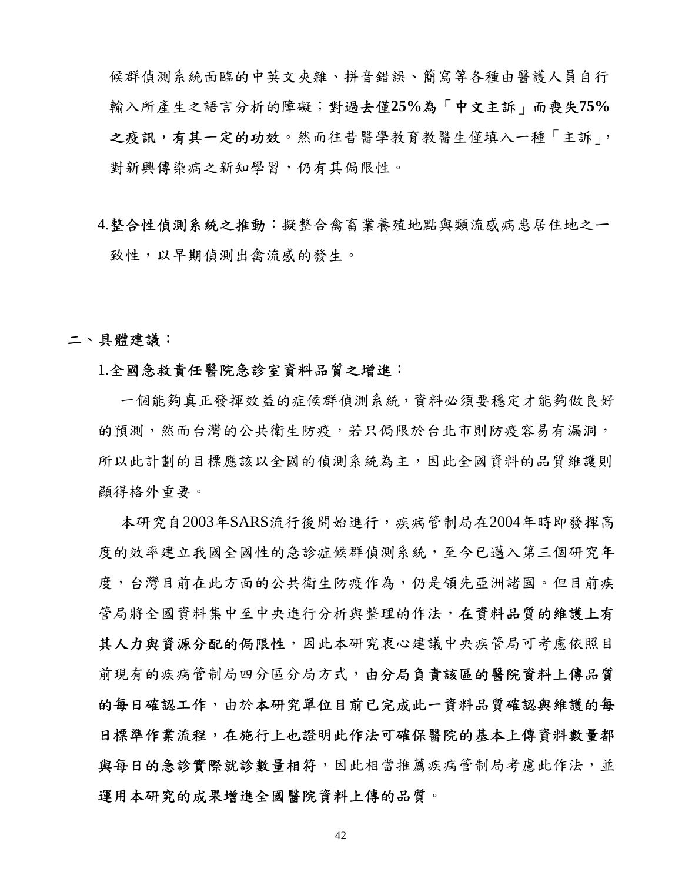候群偵測系統面臨的中英文夾雜、拼音錯誤、簡寫等各種由醫護人員自行輸入所產生之語言分析的障礙；**對過去僅25%為「中文主訴」而喪失75%之疫訊，有其一定的功效**。然而往昔醫學教育教醫生僅填入一種「主訴」，對新興傳染病之新知學習，仍有其侷限性。

4.**整合性偵測系統之推動**：擬整合禽畜業養殖地點與類流感病患居住地之一致性，以早期偵測出禽流感的發生。

**二、具體建議：**

1.**全國急救責任醫院急診室資料品質之增進**：

一個能夠真正發揮效益的症候群偵測系統，資料必須要穩定才能夠做良好的預測，然而台灣的公共衛生防疫，若只侷限於台北市則防疫容易有漏洞，所以此計劃的目標應該以全國的偵測系統為主，因此全國資料的品質維護則顯得格外重要。

本研究自2003年SARS流行後開始進行，疾病管制局在2004年時即發揮高度的效率建立我國全國性的急診症候群偵測系統，至今已邁入第三個研究年度，台灣目前在此方面的公共衛生防疫作為，仍是領先亞洲諸國。但目前疾管局將全國資料集中至中央進行分析與整理的作法，**在資料品質的維護上有其人力與資源分配的侷限性**，因此本研究衷心建議中央疾管局可考慮依照目前現有的疾病管制局四分區分局方式，**由分局負責該區的醫院資料上傳品質的每日確認工作**，由於**本研究單位目前已完成此一資料品質確認與維護的每日標準作業流程，在施行上也證明此作法可確保醫院的基本上傳資料數量都與每日的急診實際就診數量相符**，因此相當推薦疾病管制局考慮此作法，並**運用本研究的成果增進全國醫院資料上傳的品質**。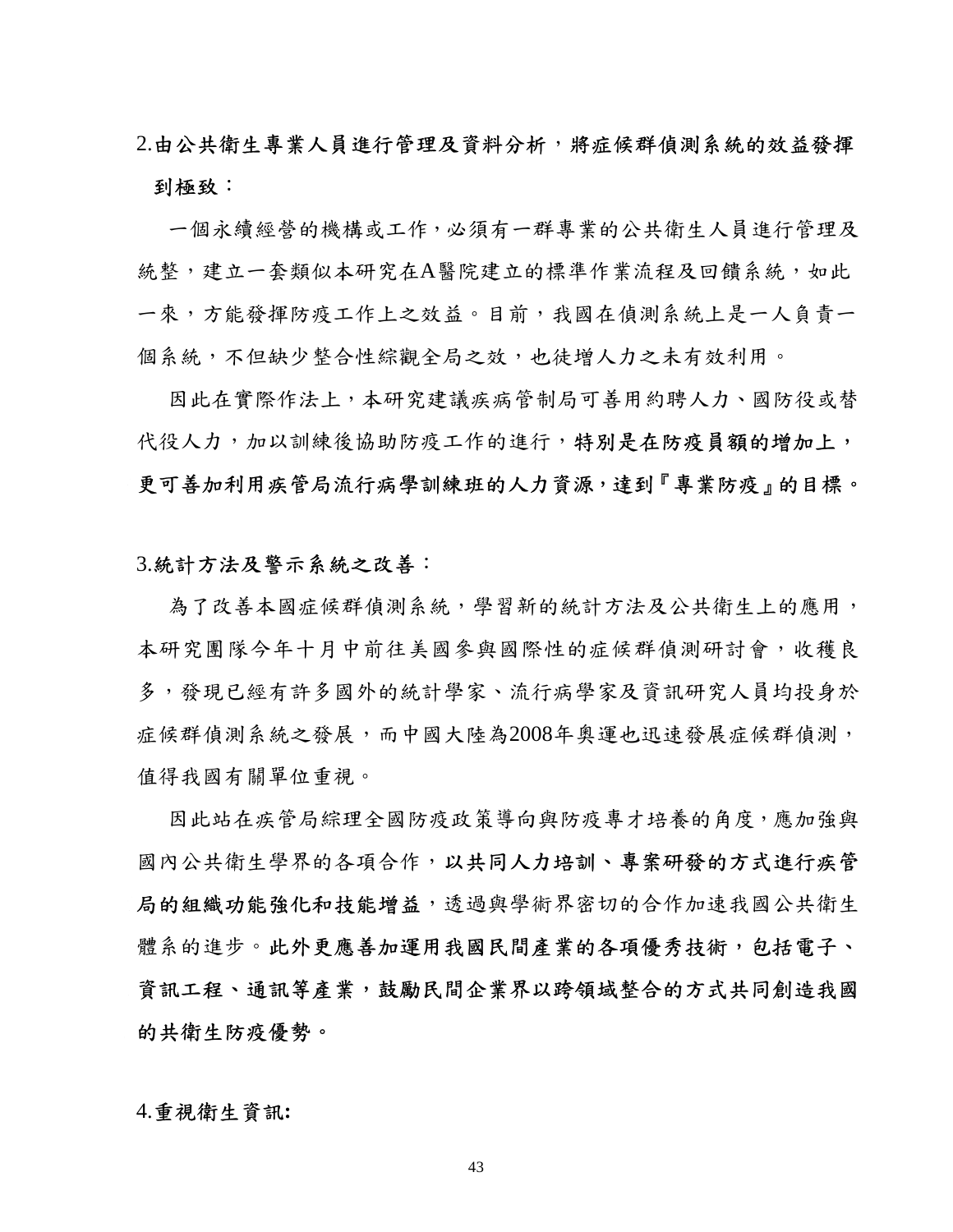**2.由公共衛生專業人員進行管理及資料分析，將症候群偵測系統的效益發揮到極致：**

一個永續經營的機構或工作，必須有一群專業的公共衛生人員進行管理及統整，建立一套類似本研究在A醫院建立的標準作業流程及回饋系統，如此一來，方能發揮防疫工作上之效益。目前，我國在偵測系統上是一人負責一個系統，不但缺少整合性綜觀全局之效，也徒增人力之未有效利用。

因此在實際作法上，本研究建議疾病管制局可善用約聘人力、國防役或替代役人力，加以訓練後協助防疫工作的進行，**特別是在防疫員額的增加上，更可善加利用疾管局流行病學訓練班的人力資源，達到『專業防疫』的目標。**

**3.統計方法及警示系統之改善：**

為了改善本國症候群偵測系統，學習新的統計方法及公共衛生上的應用，本研究團隊今年十月中前往美國參與國際性的症候群偵測研討會，收穫良多，發現已經有許多國外的統計學家、流行病學家及資訊研究人員均投身於症候群偵測系統之發展，而中國大陸為2008年奧運也迅速發展症候群偵測，值得我國有關單位重視。

因此站在疾管局綜理全國防疫政策導向與防疫專才培養的角度，應加強與國內公共衛生學界的各項合作，**以共同人力培訓、專案研發的方式進行疾管局的組織功能強化和技能增益**，透過與學術界密切的合作加速我國公共衛生體系的進步。**此外更應善加運用我國民間產業的各項優秀技術，包括電子、資訊工程、通訊等產業，鼓勵民間企業界以跨領域整合的方式共同創造我國的共衛生防疫優勢。**

**4.重視衛生資訊:**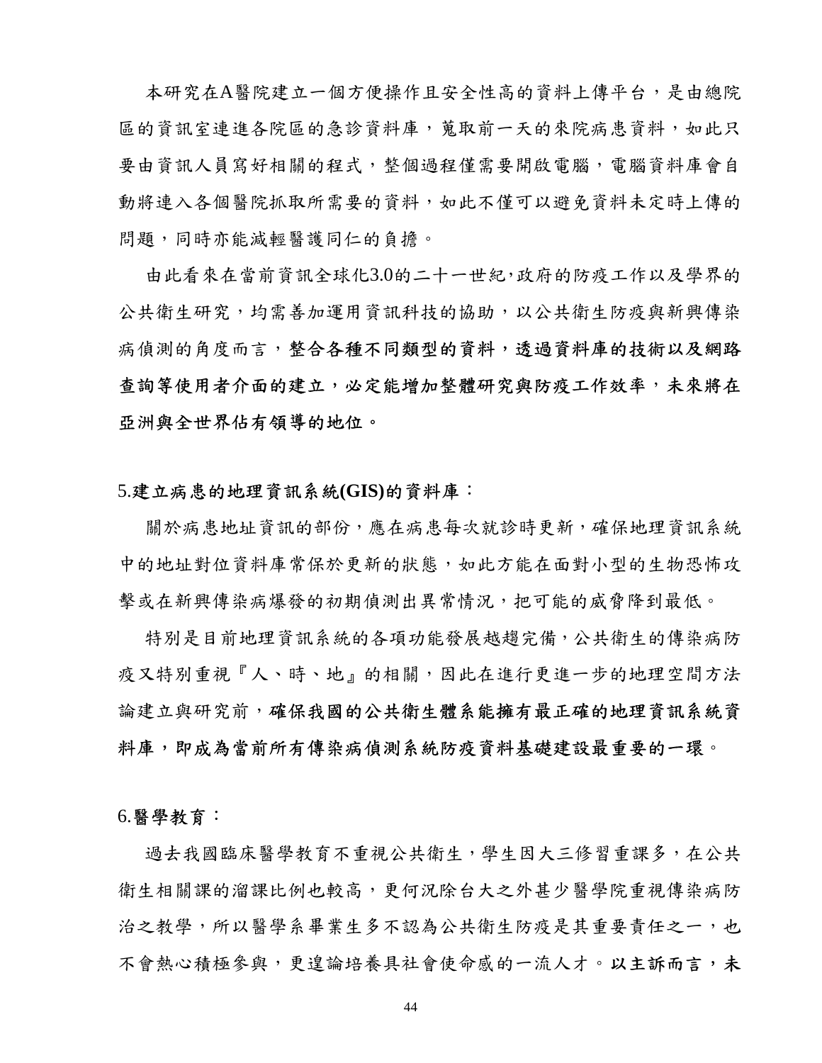本研究在A醫院建立一個方便操作且安全性高的資料上傳平台，是由總院區的資訊室連進各院區的急診資料庫，蒐取前一天的來院病患資料，如此只要由資訊人員寫好相關的程式，整個過程僅需要開啟電腦，電腦資料庫會自動將連入各個醫院抓取所需要的資料，如此不僅可以避免資料未定時上傳的問題，同時亦能減輕醫護同仁的負擔。

由此看來在當前資訊全球化3.0的二十一世紀，政府的防疫工作以及學界的公共衛生研究，均需善加運用資訊科技的協助，以公共衛生防疫與新興傳染病偵測的角度而言，**整合各種不同類型的資料，透過資料庫的技術以及網路查詢等使用者介面的建立，必定能增加整體研究與防疫工作效率，未來將在亞洲與全世界佔有領導的地位。**

**5.建立病患的地理資訊系統(GIS)的資料庫：**

關於病患地址資訊的部份，應在病患每次就診時更新，確保地理資訊系統中的地址對位資料庫常保於更新的狀態，如此方能在面對小型的生物恐怖攻擊或在新興傳染病爆發的初期偵測出異常情況，把可能的威脅降到最低。

特別是目前地理資訊系統的各項功能發展越趨完備，公共衛生的傳染病防疫又特別重視『人、時、地』的相關，因此在進行更進一步的地理空間方法論建立與研究前，**確保我國的公共衛生體系能擁有最正確的地理資訊系統資料庫，即成為當前所有傳染病偵測系統防疫資料基礎建設最重要的一環。**

**6.醫學教育：**

過去我國臨床醫學教育不重視公共衛生，學生因大三修習重課多，在公共衛生相關課的溜課比例也較高，更何況除台大之外甚少醫學院重視傳染病防治之教學，所以醫學系畢業生多不認為公共衛生防疫是其重要責任之一，也不會熱心積極參與，更遑論培養具社會使命感的一流人才。**以主訴而言，未**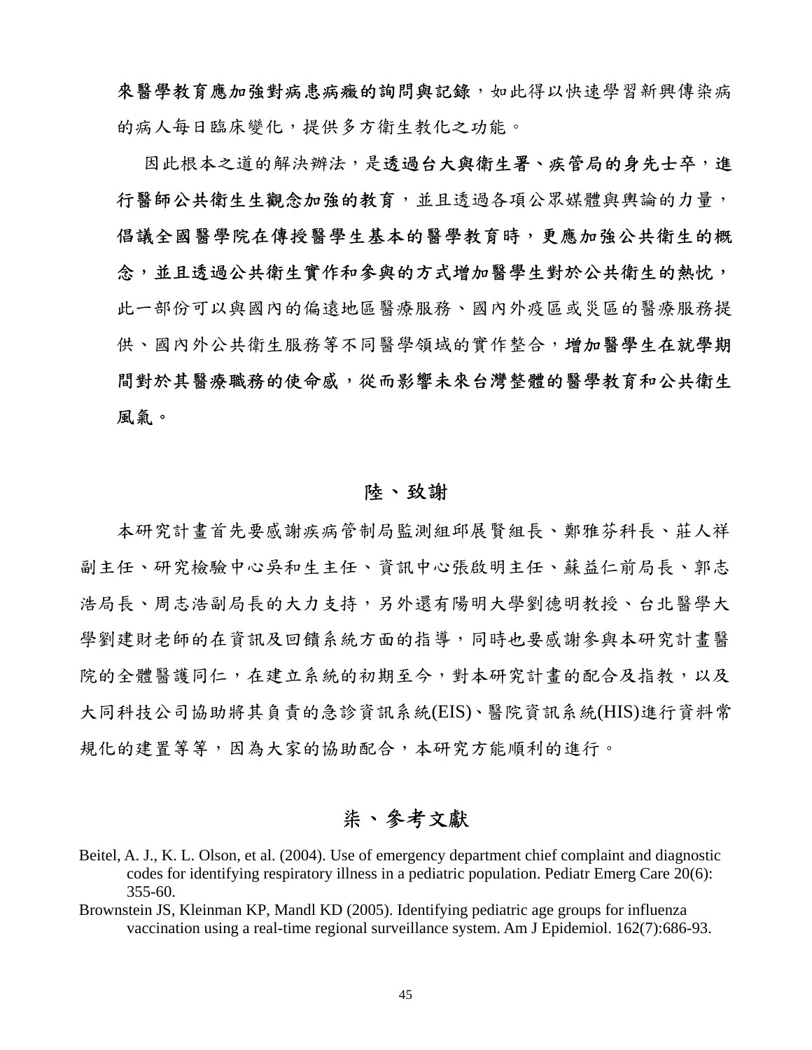**來醫學教育應加強對病患病癥的詢問與記錄**，如此得以快速學習新興傳染病的病人每日臨床變化，提供多方衛生教化之功能。

因此根本之道的解決辦法，是**透過台大與衛生署、疾管局的身先士卒，進行醫師公共衛生生觀念加強的教育**，並且透過各項公眾媒體與輿論的力量，**倡議全國醫學院在傳授醫學生基本的醫學教育時，更應加強公共衛生的概念，並且透過公共衛生實作和參與的方式增加醫學生對於公共衛生的熱忱**，此一部份可以與國內的偏遠地區醫療服務、國內外疫區或災區的醫療服務提供、國內外公共衛生服務等不同醫學領域的實作整合，**增加醫學生在就學期間對於其醫療職務的使命感，從而影響未來台灣整體的醫學教育和公共衛生風氣。**

## 陸、致謝

本研究計畫首先要感謝疾病管制局監測組邱展賢組長、鄭雅芬科長、莊人祥副主任、研究檢驗中心吳和生主任、資訊中心張啟明主任、蘇益仁前局長、郭志浩局長、周志浩副局長的大力支持，另外還有陽明大學劉德明教授、台北醫學大學劉建財老師的在資訊及回饋系統方面的指導，同時也要感謝參與本研究計畫醫院的全體醫護同仁，在建立系統的初期至今，對本研究計畫的配合及指教，以及大同科技公司協助將其負責的急診資訊系統(EIS)、醫院資訊系統(HIS)進行資料常規化的建置等等，因為大家的協助配合，本研究方能順利的進行。

## 柒、參考文獻

Beitel, A. J., K. L. Olson, et al. (2004). Use of emergency department chief complaint and diagnostic codes for identifying respiratory illness in a pediatric population. Pediatr Emerg Care 20(6): 355-60.

Brownstein JS, Kleinman KP, Mandl KD (2005). Identifying pediatric age groups for influenza vaccination using a real-time regional surveillance system. Am J Epidemiol. 162(7):686-93.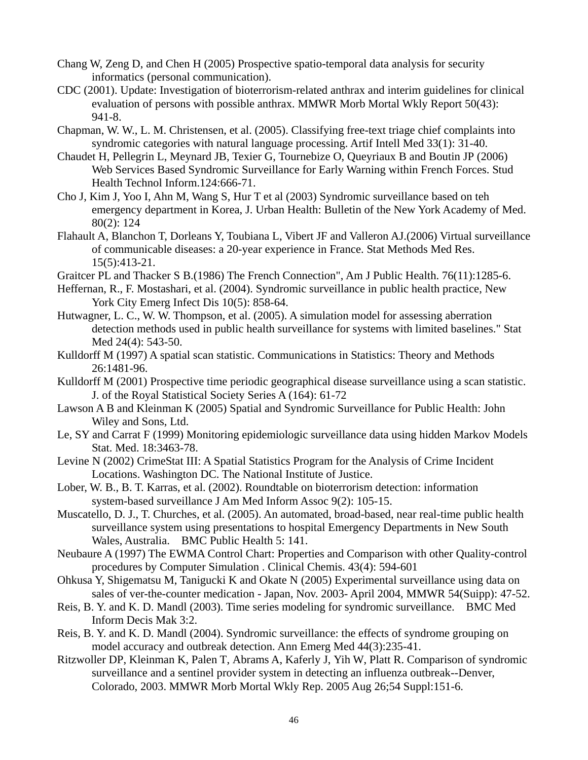Chang W, Zeng D, and Chen H (2005) Prospective spatio-temporal data analysis for security informatics (personal communication).

CDC (2001). Update: Investigation of bioterrorism-related anthrax and interim guidelines for clinical evaluation of persons with possible anthrax. MMWR Morb Mortal Wkly Report 50(43): 941-8.

Chapman, W. W., L. M. Christensen, et al. (2005). Classifying free-text triage chief complaints into syndromic categories with natural language processing. Artif Intell Med 33(1): 31-40.

Chaudet H, Pellegrin L, Meynard JB, Texier G, Tournebize O, Queyriaux B and Boutin JP (2006) Web Services Based Syndromic Surveillance for Early Warning within French Forces. Stud Health Technol Inform.124:666-71.

Cho J, Kim J, Yoo I, Ahn M, Wang S, Hur T et al (2003) Syndromic surveillance based on teh emergency department in Korea, J. Urban Health: Bulletin of the New York Academy of Med. 80(2): 124

Flahault A, Blanchon T, Dorleans Y, Toubiana L, Vibert JF and Valleron AJ.(2006) Virtual surveillance of communicable diseases: a 20-year experience in France. Stat Methods Med Res. 15(5):413-21.

Graitcer PL and Thacker S B.(1986) The French Connection", Am J Public Health. 76(11):1285-6.

Heffernan, R., F. Mostashari, et al. (2004). Syndromic surveillance in public health practice, New York City Emerg Infect Dis 10(5): 858-64.

Hutwagner, L. C., W. W. Thompson, et al. (2005). A simulation model for assessing aberration detection methods used in public health surveillance for systems with limited baselines." Stat Med 24(4): 543-50.

Kulldorff M (1997) A spatial scan statistic. Communications in Statistics: Theory and Methods 26:1481-96.

Kulldorff M (2001) Prospective time periodic geographical disease surveillance using a scan statistic. J. of the Royal Statistical Society Series A (164): 61-72

Lawson A B and Kleinman K (2005) Spatial and Syndromic Surveillance for Public Health: John Wiley and Sons, Ltd.

Le, SY and Carrat F (1999) Monitoring epidemiologic surveillance data using hidden Markov Models Stat. Med. 18:3463-78.

Levine N (2002) CrimeStat III: A Spatial Statistics Program for the Analysis of Crime Incident Locations. Washington DC. The National Institute of Justice.

Lober, W. B., B. T. Karras, et al. (2002). Roundtable on bioterrorism detection: information system-based surveillance J Am Med Inform Assoc 9(2): 105-15.

Muscatello, D. J., T. Churches, et al. (2005). An automated, broad-based, near real-time public health surveillance system using presentations to hospital Emergency Departments in New South Wales, Australia. BMC Public Health 5: 141.

Neubaure A (1997) The EWMA Control Chart: Properties and Comparison with other Quality-control procedures by Computer Simulation . Clinical Chemis. 43(4): 594-601

Ohkusa Y, Shigematsu M, Tanigucki K and Okate N (2005) Experimental surveillance using data on sales of ver-the-counter medication - Japan, Nov. 2003- April 2004, MMWR 54(Suipp): 47-52.

Reis, B. Y. and K. D. Mandl (2003). Time series modeling for syndromic surveillance. BMC Med Inform Decis Mak 3:2.

Reis, B. Y. and K. D. Mandl (2004). Syndromic surveillance: the effects of syndrome grouping on model accuracy and outbreak detection. Ann Emerg Med 44(3):235-41.

Ritzwoller DP, Kleinman K, Palen T, Abrams A, Kaferly J, Yih W, Platt R. Comparison of syndromic surveillance and a sentinel provider system in detecting an influenza outbreak--Denver, Colorado, 2003. MMWR Morb Mortal Wkly Rep. 2005 Aug 26;54 Suppl:151-6.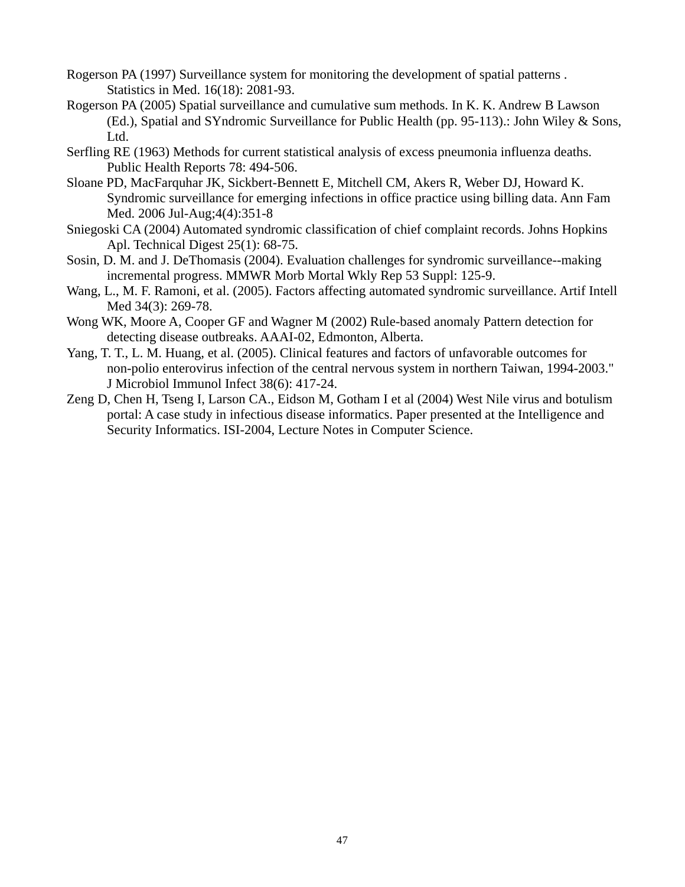Rogerson PA (1997) Surveillance system for monitoring the development of spatial patterns . Statistics in Med. 16(18): 2081-93.

Rogerson PA (2005) Spatial surveillance and cumulative sum methods. In K. K. Andrew B Lawson (Ed.), Spatial and SYndromic Surveillance for Public Health (pp. 95-113).: John Wiley & Sons, Ltd.

Serfling RE (1963) Methods for current statistical analysis of excess pneumonia influenza deaths. Public Health Reports 78: 494-506.

Sloane PD, MacFarquhar JK, Sickbert-Bennett E, Mitchell CM, Akers R, Weber DJ, Howard K. Syndromic surveillance for emerging infections in office practice using billing data. Ann Fam Med. 2006 Jul-Aug;4(4):351-8

Sniegoski CA (2004) Automated syndromic classification of chief complaint records. Johns Hopkins Apl. Technical Digest 25(1): 68-75.

Sosin, D. M. and J. DeThomasis (2004). Evaluation challenges for syndromic surveillance--making incremental progress. MMWR Morb Mortal Wkly Rep 53 Suppl: 125-9.

Wang, L., M. F. Ramoni, et al. (2005). Factors affecting automated syndromic surveillance. Artif Intell Med 34(3): 269-78.

Wong WK, Moore A, Cooper GF and Wagner M (2002) Rule-based anomaly Pattern detection for detecting disease outbreaks. AAAI-02, Edmonton, Alberta.

Yang, T. T., L. M. Huang, et al. (2005). Clinical features and factors of unfavorable outcomes for non-polio enterovirus infection of the central nervous system in northern Taiwan, 1994-2003." J Microbiol Immunol Infect 38(6): 417-24.

Zeng D, Chen H, Tseng I, Larson CA., Eidson M, Gotham I et al (2004) West Nile virus and botulism portal: A case study in infectious disease informatics. Paper presented at the Intelligence and Security Informatics. ISI-2004, Lecture Notes in Computer Science.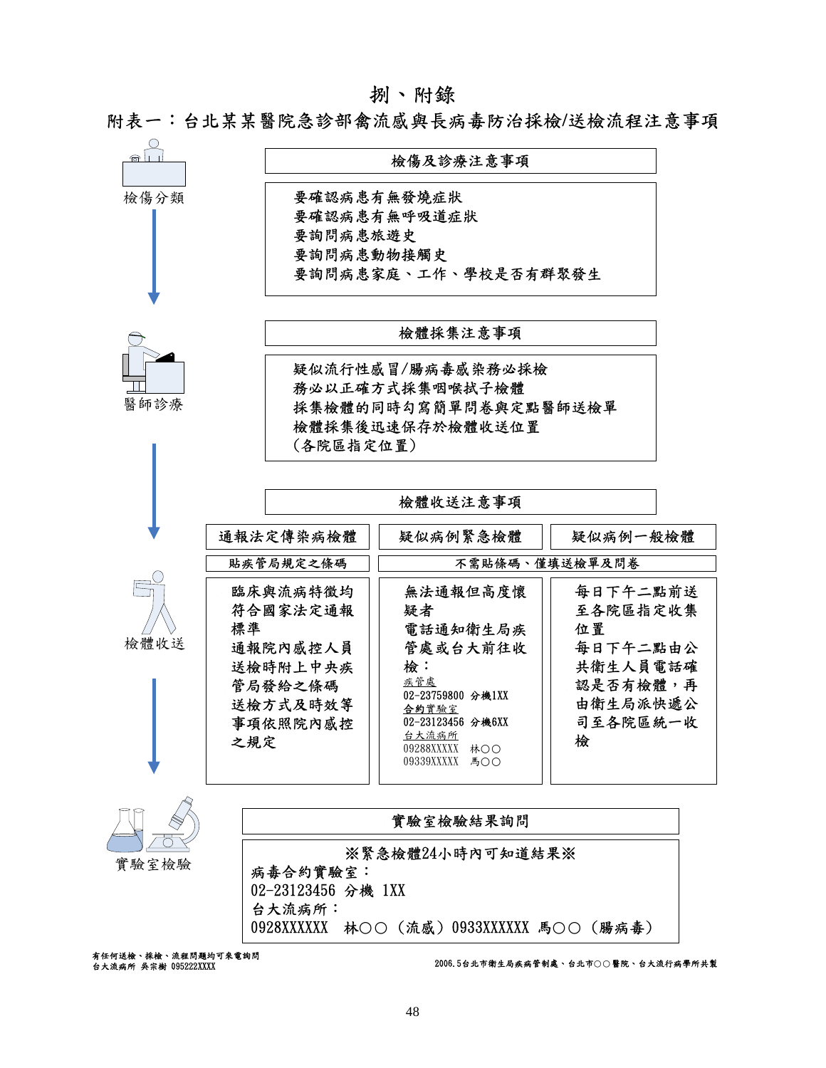# 捌、附錄

## 附表一：台北某某醫院急診部禽流感與長病毒防治採檢/送檢流程注意事項

### 檢傷分類

**檢傷及診療注意事項**

要確認病患有無發燒症狀
要確認病患有無呼吸道症狀
要詢問病患旅遊史
要詢問病患動物接觸史
要詢問病患家庭、工作、學校是否有群聚發生

### 醫師診療

**檢體採集注意事項**

疑似流行性感冒/腸病毒感染務必採檢
務必以正確方式採集咽喉拭子檢體
採集檢體的同時勾寫簡單問卷與定點醫師送檢單
檢體採集後迅速保存於檢體收送位置
（各院區指定位置）

### 檢體收送

**檢體收送注意事項**

| 通報法定傳染病檢體 | 疑似病例緊急檢體 | 疑似病例一般檢體 |
|---|---|---|
| 貼疾管局規定之條碼 | 不需貼條碼、僅填送檢單及問卷 | |
| 臨床與流病特徵均符合國家法定通報標準<br>通報院內感控人員<br>送檢時附上中央疾管局發給之條碼<br>送檢方式及時效等事項依照院內感控之規定 | 無法通報但高度懷疑者<br>電話通知衛生局疾管處或台大前往收檢：<br>疾管處<br>02-23759800 分機1XX<br>合約實驗室<br>02-23123456 分機6XX<br>台大流病所<br>09288XXXXX 林○○<br>09339XXXXX 馬○○ | 每日下午二點前送至各院區指定收集位置<br>每日下午二點由公共衛生人員電話確認是否有檢體，再由衛生局派快遞公司至各院區統一收檢 |

### 實驗室檢驗

**實驗室檢驗結果詢問**

※緊急檢體24小時內可知道結果※
病毒合約實驗室：
02-23123456 分機 1XX
台大流病所：
0928XXXXXX 林○○（流感）0933XXXXXX 馬○○（腸病毒）

有任何送檢、採檢、流程問題均可來電詢問
台大流病所 吳宗樹 095222XXXX

2006.5台北市衛生局疾病管制處、台北市○○醫院、台大流行病學所共製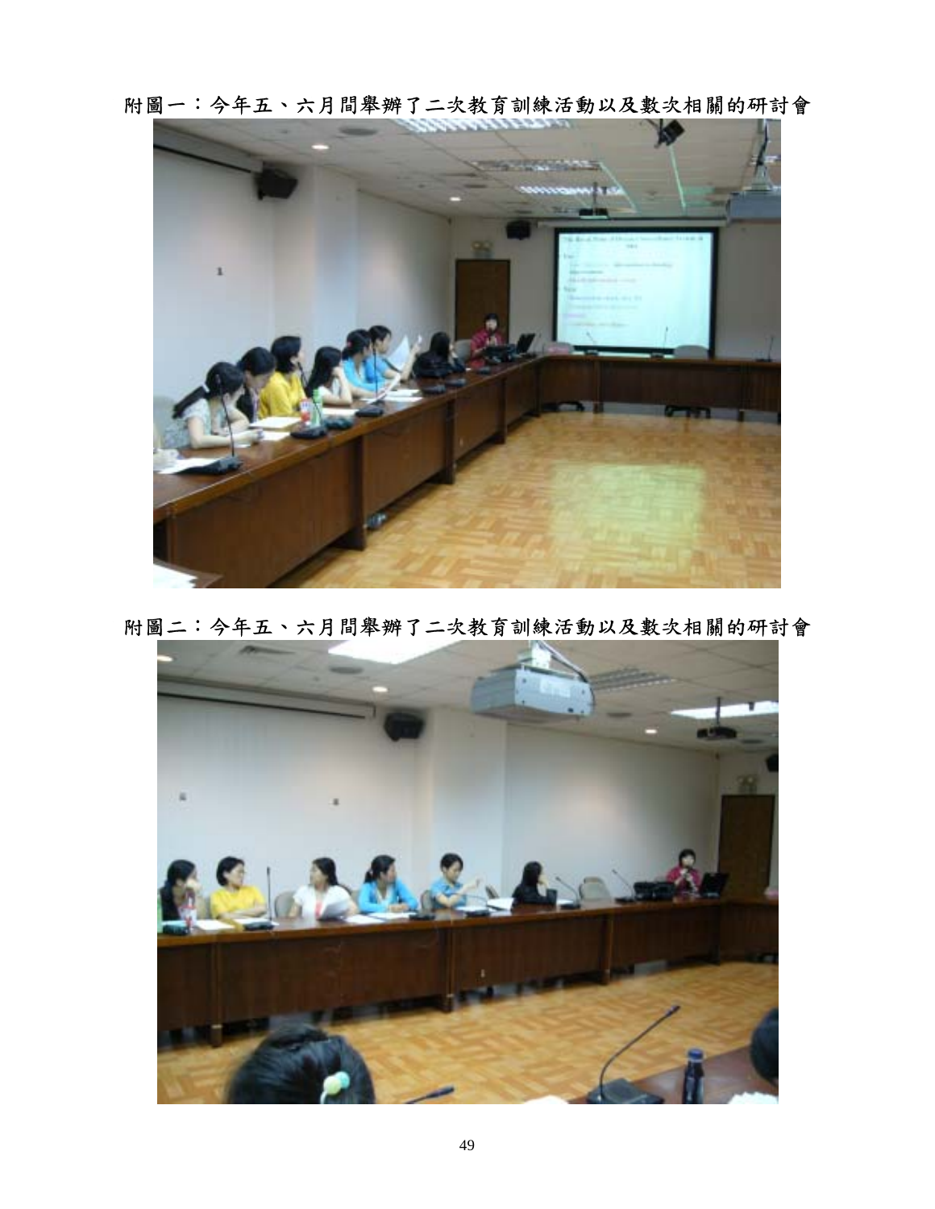附圖一：今年五、六月間舉辦了二次教育訓練活動以及數次相關的研討會

附圖二：今年五、六月間舉辦了二次教育訓練活動以及數次相關的研討會